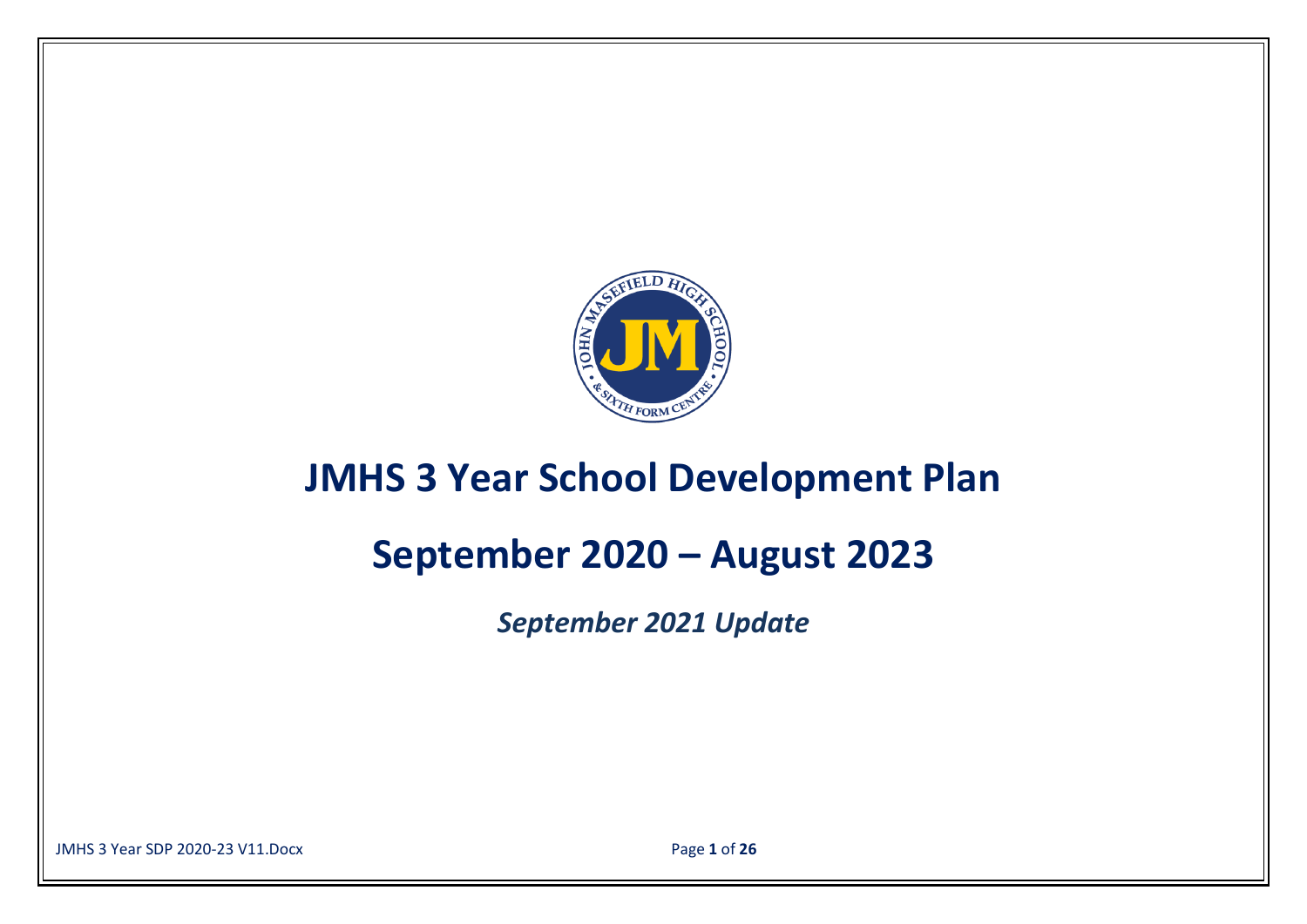# JMHS 3 Year School Development Plan

# September 2020 – August 2023

***September 2021 Update***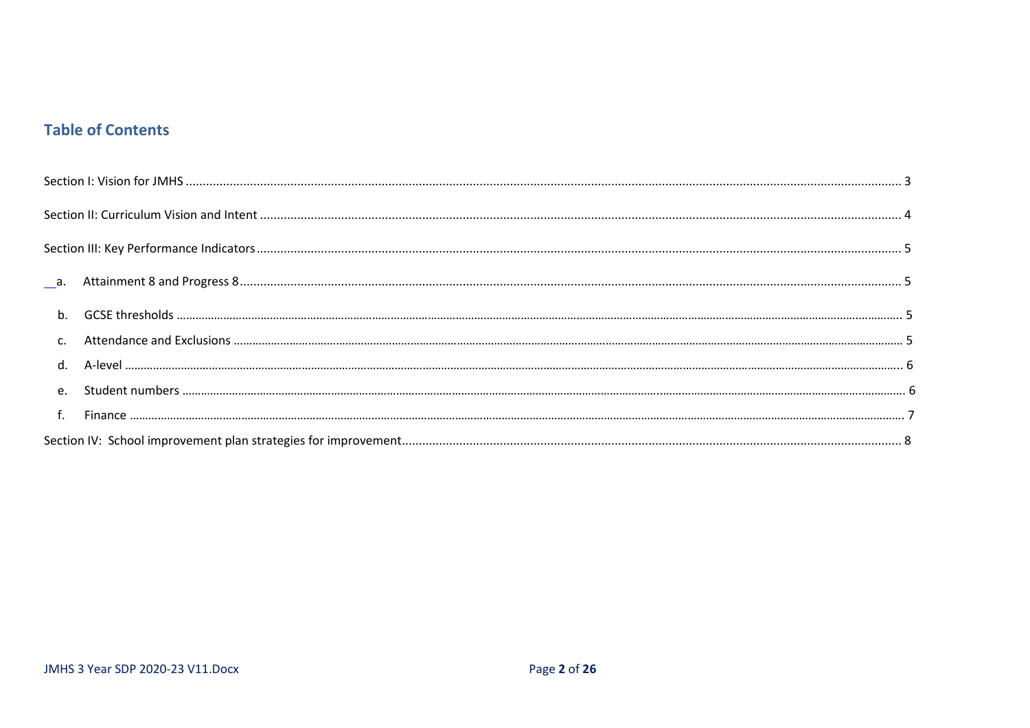## Table of Contents

Section I: Vision for JMHS ..... 3

Section II: Curriculum Vision and Intent ..... 4

Section III: Key Performance Indicators ..... 5

a. Attainment 8 and Progress 8 ..... 5

b. GCSE thresholds ..... 5

c. Attendance and Exclusions ..... 5

d. A-level ..... 6

e. Student numbers ..... 6

f. Finance ..... 7

Section IV: School improvement plan strategies for improvement ..... 8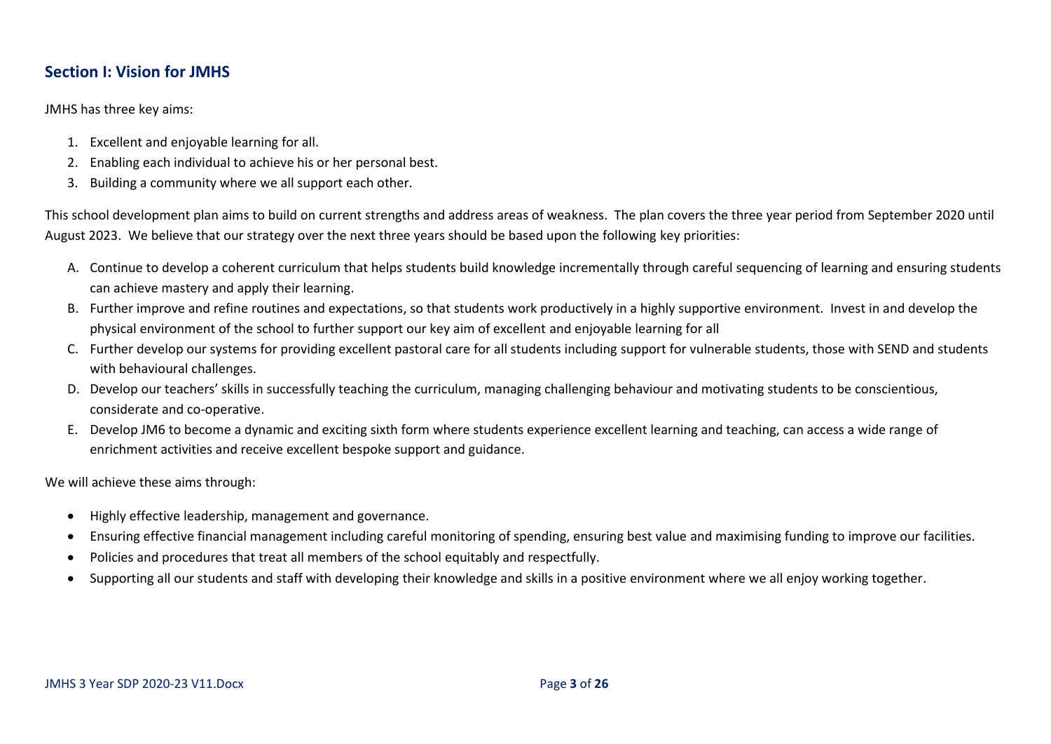## Section I: Vision for JMHS

JMHS has three key aims:

1. Excellent and enjoyable learning for all.
2. Enabling each individual to achieve his or her personal best.
3. Building a community where we all support each other.

This school development plan aims to build on current strengths and address areas of weakness. The plan covers the three year period from September 2020 until August 2023. We believe that our strategy over the next three years should be based upon the following key priorities:

A. Continue to develop a coherent curriculum that helps students build knowledge incrementally through careful sequencing of learning and ensuring students can achieve mastery and apply their learning.
B. Further improve and refine routines and expectations, so that students work productively in a highly supportive environment. Invest in and develop the physical environment of the school to further support our key aim of excellent and enjoyable learning for all
C. Further develop our systems for providing excellent pastoral care for all students including support for vulnerable students, those with SEND and students with behavioural challenges.
D. Develop our teachers' skills in successfully teaching the curriculum, managing challenging behaviour and motivating students to be conscientious, considerate and co-operative.
E. Develop JM6 to become a dynamic and exciting sixth form where students experience excellent learning and teaching, can access a wide range of enrichment activities and receive excellent bespoke support and guidance.

We will achieve these aims through:

- Highly effective leadership, management and governance.
- Ensuring effective financial management including careful monitoring of spending, ensuring best value and maximising funding to improve our facilities.
- Policies and procedures that treat all members of the school equitably and respectfully.
- Supporting all our students and staff with developing their knowledge and skills in a positive environment where we all enjoy working together.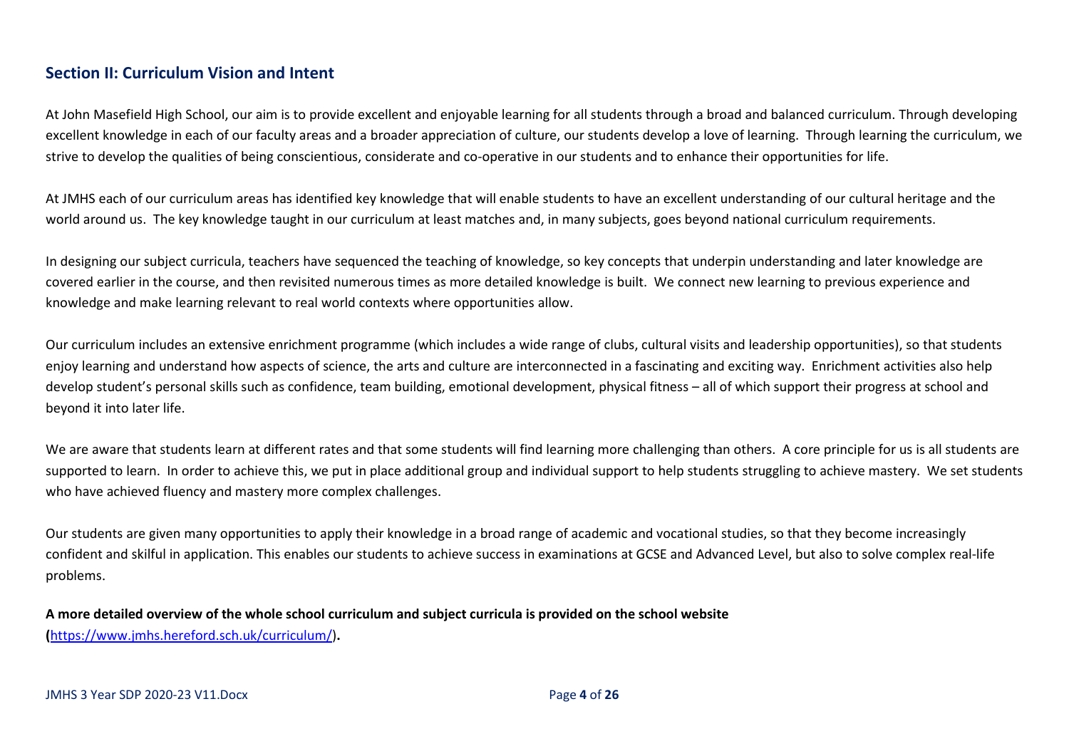## Section II: Curriculum Vision and Intent

At John Masefield High School, our aim is to provide excellent and enjoyable learning for all students through a broad and balanced curriculum. Through developing excellent knowledge in each of our faculty areas and a broader appreciation of culture, our students develop a love of learning. Through learning the curriculum, we strive to develop the qualities of being conscientious, considerate and co-operative in our students and to enhance their opportunities for life.

At JMHS each of our curriculum areas has identified key knowledge that will enable students to have an excellent understanding of our cultural heritage and the world around us. The key knowledge taught in our curriculum at least matches and, in many subjects, goes beyond national curriculum requirements.

In designing our subject curricula, teachers have sequenced the teaching of knowledge, so key concepts that underpin understanding and later knowledge are covered earlier in the course, and then revisited numerous times as more detailed knowledge is built. We connect new learning to previous experience and knowledge and make learning relevant to real world contexts where opportunities allow.

Our curriculum includes an extensive enrichment programme (which includes a wide range of clubs, cultural visits and leadership opportunities), so that students enjoy learning and understand how aspects of science, the arts and culture are interconnected in a fascinating and exciting way. Enrichment activities also help develop student's personal skills such as confidence, team building, emotional development, physical fitness – all of which support their progress at school and beyond it into later life.

We are aware that students learn at different rates and that some students will find learning more challenging than others. A core principle for us is all students are supported to learn. In order to achieve this, we put in place additional group and individual support to help students struggling to achieve mastery. We set students who have achieved fluency and mastery more complex challenges.

Our students are given many opportunities to apply their knowledge in a broad range of academic and vocational studies, so that they become increasingly confident and skilful in application. This enables our students to achieve success in examinations at GCSE and Advanced Level, but also to solve complex real-life problems.

**A more detailed overview of the whole school curriculum and subject curricula is provided on the school website (**[https://www.jmhs.hereford.sch.uk/curriculum/](https://www.jmhs.hereford.sch.uk/curriculum/)**).**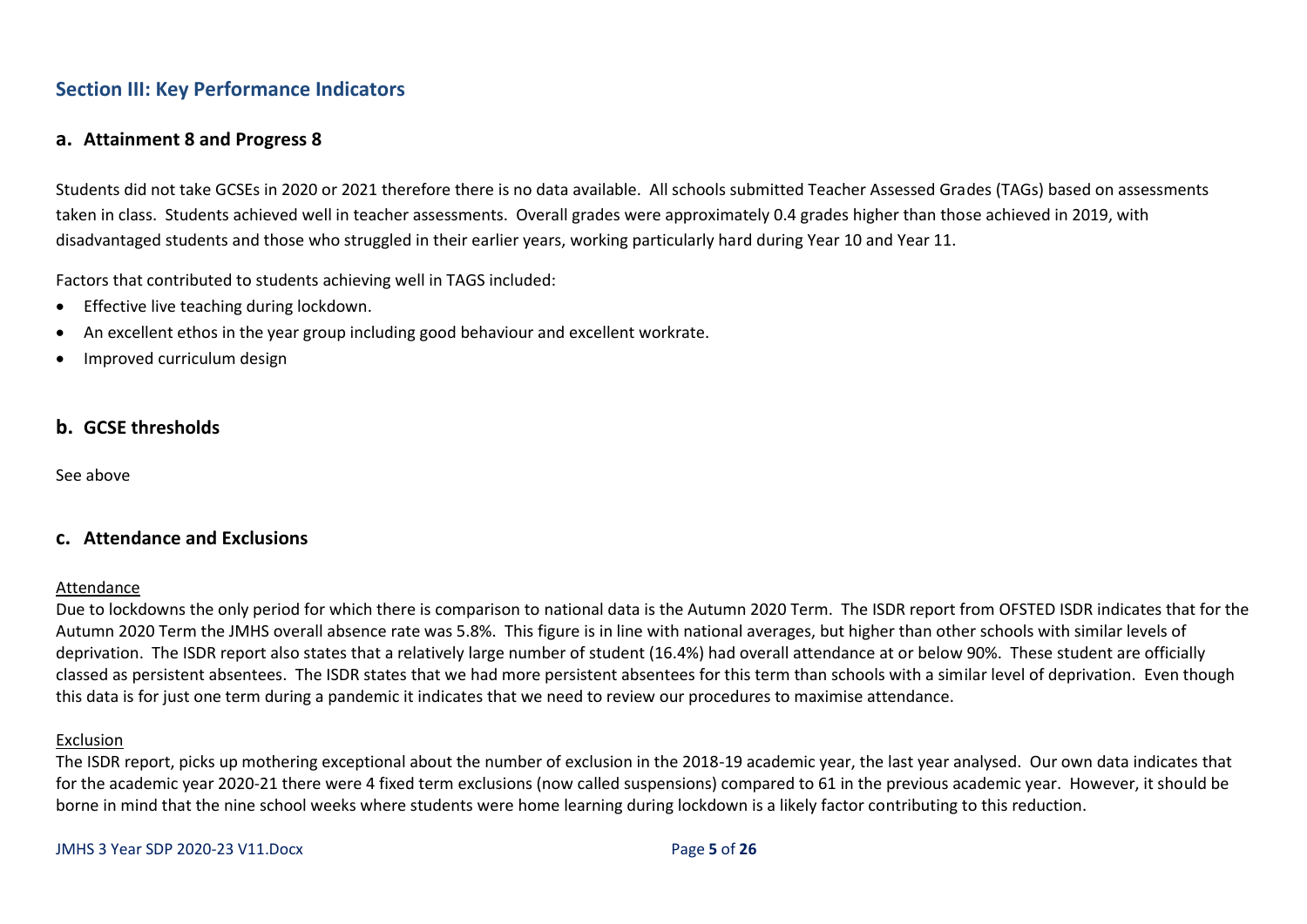## Section III: Key Performance Indicators

### a. Attainment 8 and Progress 8

Students did not take GCSEs in 2020 or 2021 therefore there is no data available. All schools submitted Teacher Assessed Grades (TAGs) based on assessments taken in class. Students achieved well in teacher assessments. Overall grades were approximately 0.4 grades higher than those achieved in 2019, with disadvantaged students and those who struggled in their earlier years, working particularly hard during Year 10 and Year 11.

Factors that contributed to students achieving well in TAGS included:

- Effective live teaching during lockdown.
- An excellent ethos in the year group including good behaviour and excellent workrate.
- Improved curriculum design

### b. GCSE thresholds

See above

### c. Attendance and Exclusions

<u>Attendance</u>

Due to lockdowns the only period for which there is comparison to national data is the Autumn 2020 Term. The ISDR report from OFSTED ISDR indicates that for the Autumn 2020 Term the JMHS overall absence rate was 5.8%. This figure is in line with national averages, but higher than other schools with similar levels of deprivation. The ISDR report also states that a relatively large number of student (16.4%) had overall attendance at or below 90%. These student are officially classed as persistent absentees. The ISDR states that we had more persistent absentees for this term than schools with a similar level of deprivation. Even though this data is for just one term during a pandemic it indicates that we need to review our procedures to maximise attendance.

<u>Exclusion</u>

The ISDR report, picks up mothering exceptional about the number of exclusion in the 2018-19 academic year, the last year analysed. Our own data indicates that for the academic year 2020-21 there were 4 fixed term exclusions (now called suspensions) compared to 61 in the previous academic year. However, it should be borne in mind that the nine school weeks where students were home learning during lockdown is a likely factor contributing to this reduction.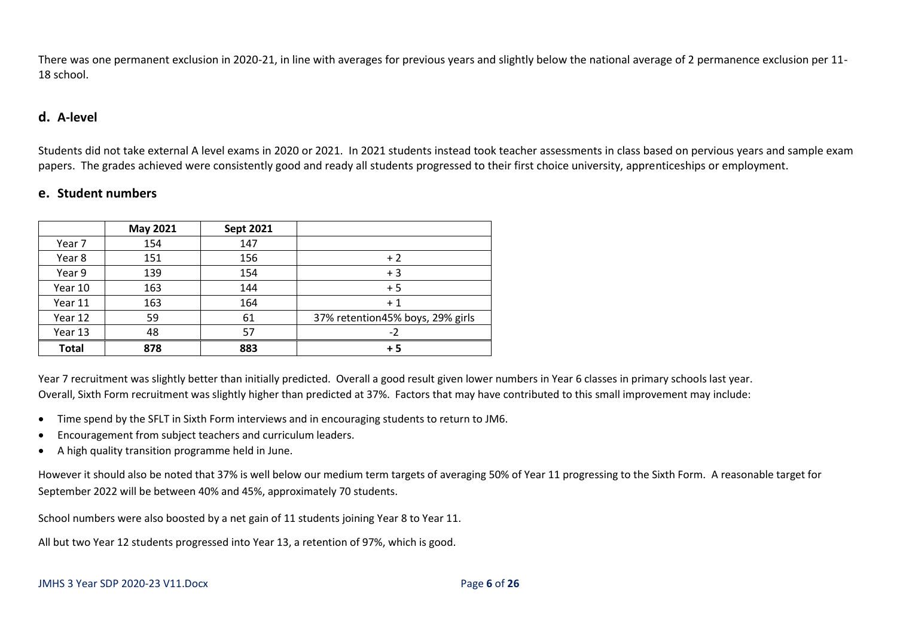There was one permanent exclusion in 2020-21, in line with averages for previous years and slightly below the national average of 2 permanence exclusion per 11-18 school.

## d. A-level

Students did not take external A level exams in 2020 or 2021. In 2021 students instead took teacher assessments in class based on pervious years and sample exam papers. The grades achieved were consistently good and ready all students progressed to their first choice university, apprenticeships or employment.

## e. Student numbers

| | May 2021 | Sept 2021 | |
|---|---|---|---|
| Year 7 | 154 | 147 | |
| Year 8 | 151 | 156 | + 2 |
| Year 9 | 139 | 154 | + 3 |
| Year 10 | 163 | 144 | + 5 |
| Year 11 | 163 | 164 | + 1 |
| Year 12 | 59 | 61 | 37% retention45% boys, 29% girls |
| Year 13 | 48 | 57 | -2 |
| **Total** | **878** | **883** | **+ 5** |

Year 7 recruitment was slightly better than initially predicted. Overall a good result given lower numbers in Year 6 classes in primary schools last year.
Overall, Sixth Form recruitment was slightly higher than predicted at 37%. Factors that may have contributed to this small improvement may include:

- Time spend by the SFLT in Sixth Form interviews and in encouraging students to return to JM6.
- Encouragement from subject teachers and curriculum leaders.
- A high quality transition programme held in June.

However it should also be noted that 37% is well below our medium term targets of averaging 50% of Year 11 progressing to the Sixth Form. A reasonable target for September 2022 will be between 40% and 45%, approximately 70 students.

School numbers were also boosted by a net gain of 11 students joining Year 8 to Year 11.

All but two Year 12 students progressed into Year 13, a retention of 97%, which is good.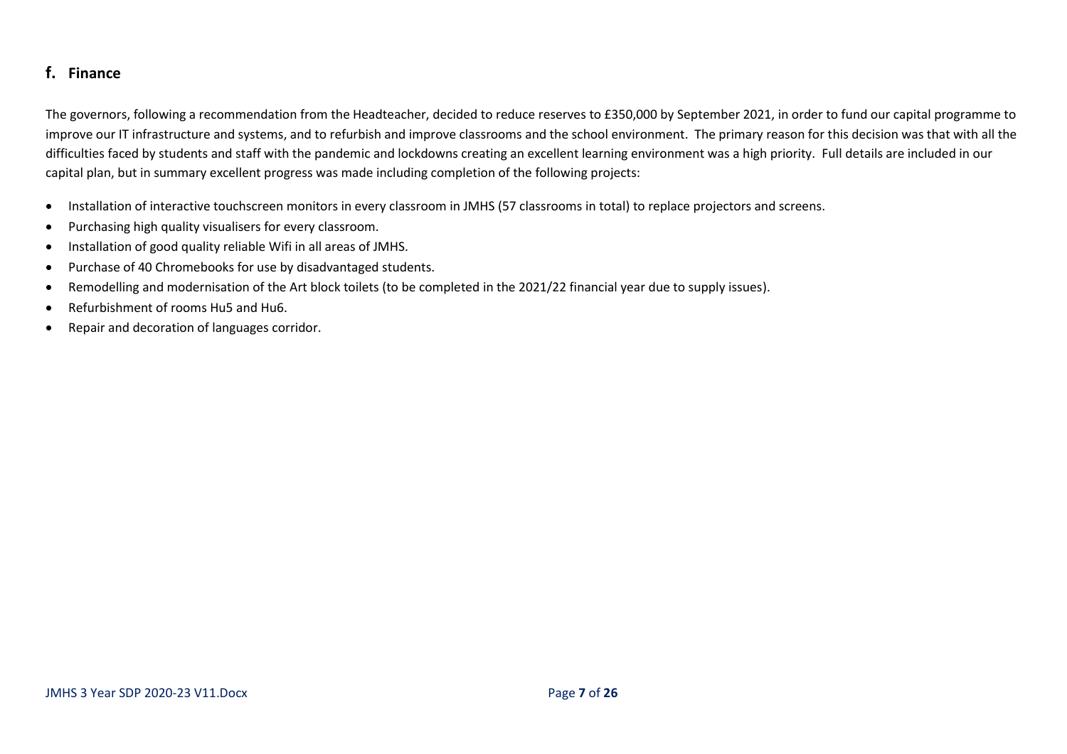## f. Finance

The governors, following a recommendation from the Headteacher, decided to reduce reserves to £350,000 by September 2021, in order to fund our capital programme to improve our IT infrastructure and systems, and to refurbish and improve classrooms and the school environment. The primary reason for this decision was that with all the difficulties faced by students and staff with the pandemic and lockdowns creating an excellent learning environment was a high priority. Full details are included in our capital plan, but in summary excellent progress was made including completion of the following projects:

- Installation of interactive touchscreen monitors in every classroom in JMHS (57 classrooms in total) to replace projectors and screens.
- Purchasing high quality visualisers for every classroom.
- Installation of good quality reliable Wifi in all areas of JMHS.
- Purchase of 40 Chromebooks for use by disadvantaged students.
- Remodelling and modernisation of the Art block toilets (to be completed in the 2021/22 financial year due to supply issues).
- Refurbishment of rooms Hu5 and Hu6.
- Repair and decoration of languages corridor.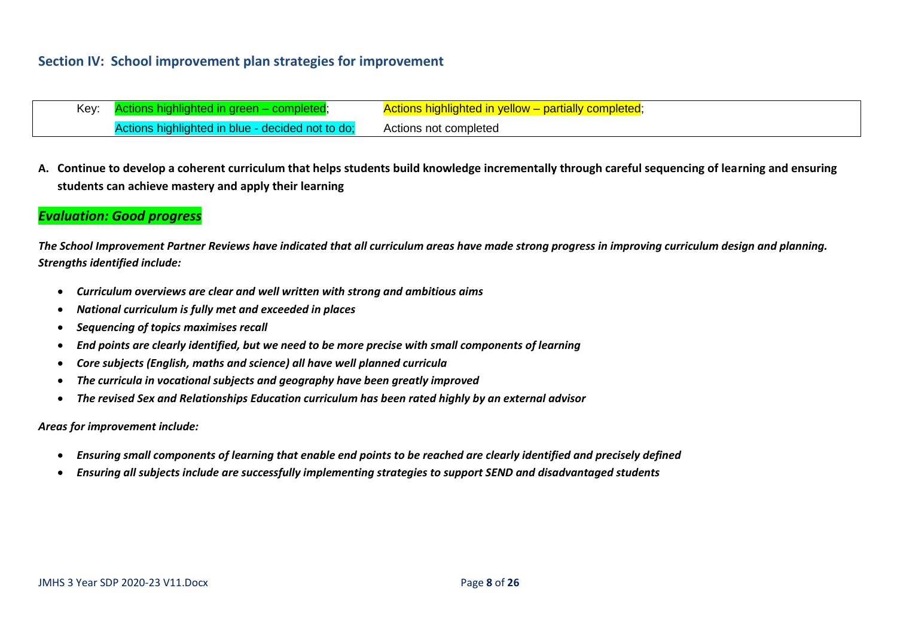## Section IV: School improvement plan strategies for improvement

| Key: | Actions highlighted in green – completed; | Actions highlighted in yellow – partially completed; |
|---|---|---|
| | Actions highlighted in blue - decided not to do; | Actions not completed |

**A. Continue to develop a coherent curriculum that helps students build knowledge incrementally through careful sequencing of learning and ensuring students can achieve mastery and apply their learning**

***Evaluation: Good progress***

***The School Improvement Partner Reviews have indicated that all curriculum areas have made strong progress in improving curriculum design and planning. Strengths identified include:***

- ***Curriculum overviews are clear and well written with strong and ambitious aims***
- ***National curriculum is fully met and exceeded in places***
- ***Sequencing of topics maximises recall***
- ***End points are clearly identified, but we need to be more precise with small components of learning***
- ***Core subjects (English, maths and science) all have well planned curricula***
- ***The curricula in vocational subjects and geography have been greatly improved***
- ***The revised Sex and Relationships Education curriculum has been rated highly by an external advisor***

***Areas for improvement include:***

- ***Ensuring small components of learning that enable end points to be reached are clearly identified and precisely defined***
- ***Ensuring all subjects include are successfully implementing strategies to support SEND and disadvantaged students***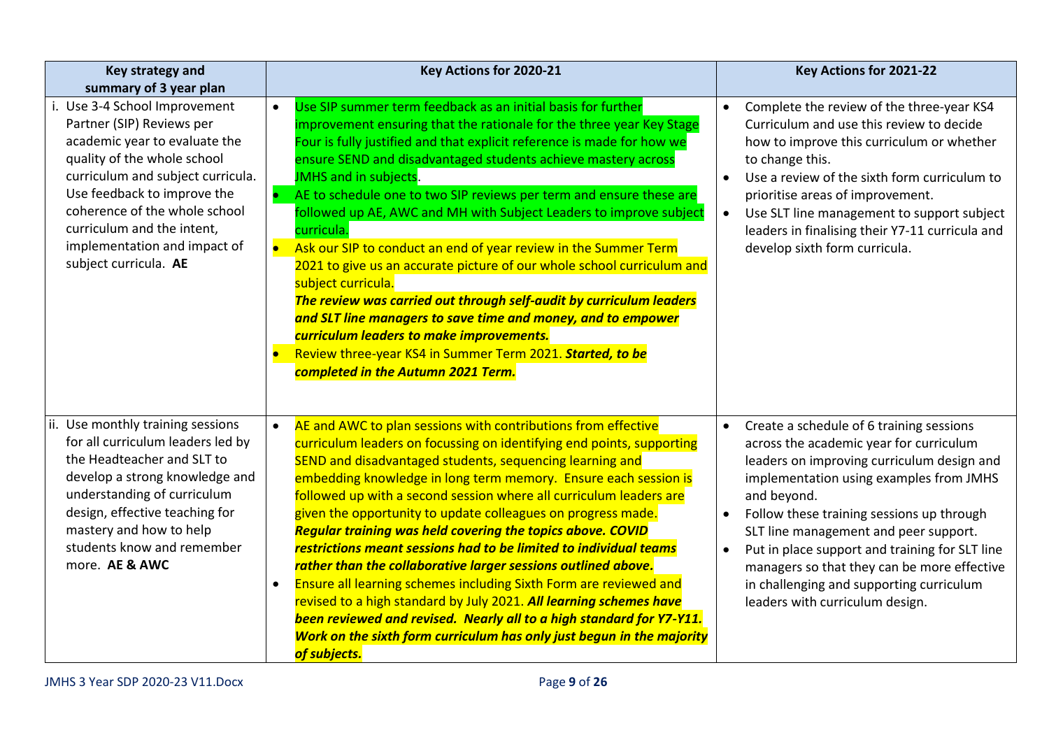| Key strategy and summary of 3 year plan | Key Actions for 2020-21 | Key Actions for 2021-22 |
|---|---|---|
| i. Use 3-4 School Improvement Partner (SIP) Reviews per academic year to evaluate the quality of the whole school curriculum and subject curricula. Use feedback to improve the coherence of the whole school curriculum and the intent, implementation and impact of subject curricula. **AE** | • Use SIP summer term feedback as an initial basis for further improvement ensuring that the rationale for the three year Key Stage Four is fully justified and that explicit reference is made for how we ensure SEND and disadvantaged students achieve mastery across JMHS and in subjects.<br>• AE to schedule one to two SIP reviews per term and ensure these are followed up AE, AWC and MH with Subject Leaders to improve subject curricula.<br>• Ask our SIP to conduct an end of year review in the Summer Term 2021 to give us an accurate picture of our whole school curriculum and subject curricula. ***The review was carried out through self-audit by curriculum leaders and SLT line managers to save time and money, and to empower curriculum leaders to make improvements.***<br>• Review three-year KS4 in Summer Term 2021. ***Started, to be completed in the Autumn 2021 Term.*** | • Complete the review of the three-year KS4 Curriculum and use this review to decide how to improve this curriculum or whether to change this.<br>• Use a review of the sixth form curriculum to prioritise areas of improvement.<br>• Use SLT line management to support subject leaders in finalising their Y7-11 curricula and develop sixth form curricula. |
| ii. Use monthly training sessions for all curriculum leaders led by the Headteacher and SLT to develop a strong knowledge and understanding of curriculum design, effective teaching for mastery and how to help students know and remember more. **AE & AWC** | • AE and AWC to plan sessions with contributions from effective curriculum leaders on focussing on identifying end points, supporting SEND and disadvantaged students, sequencing learning and embedding knowledge in long term memory. Ensure each session is followed up with a second session where all curriculum leaders are given the opportunity to update colleagues on progress made. ***Regular training was held covering the topics above. COVID restrictions meant sessions had to be limited to individual teams rather than the collaborative larger sessions outlined above.***<br>• Ensure all learning schemes including Sixth Form are reviewed and revised to a high standard by July 2021. ***All learning schemes have been reviewed and revised. Nearly all to a high standard for Y7-Y11. Work on the sixth form curriculum has only just begun in the majority of subjects.*** | • Create a schedule of 6 training sessions across the academic year for curriculum leaders on improving curriculum design and implementation using examples from JMHS and beyond.<br>• Follow these training sessions up through SLT line management and peer support.<br>• Put in place support and training for SLT line managers so that they can be more effective in challenging and supporting curriculum leaders with curriculum design. |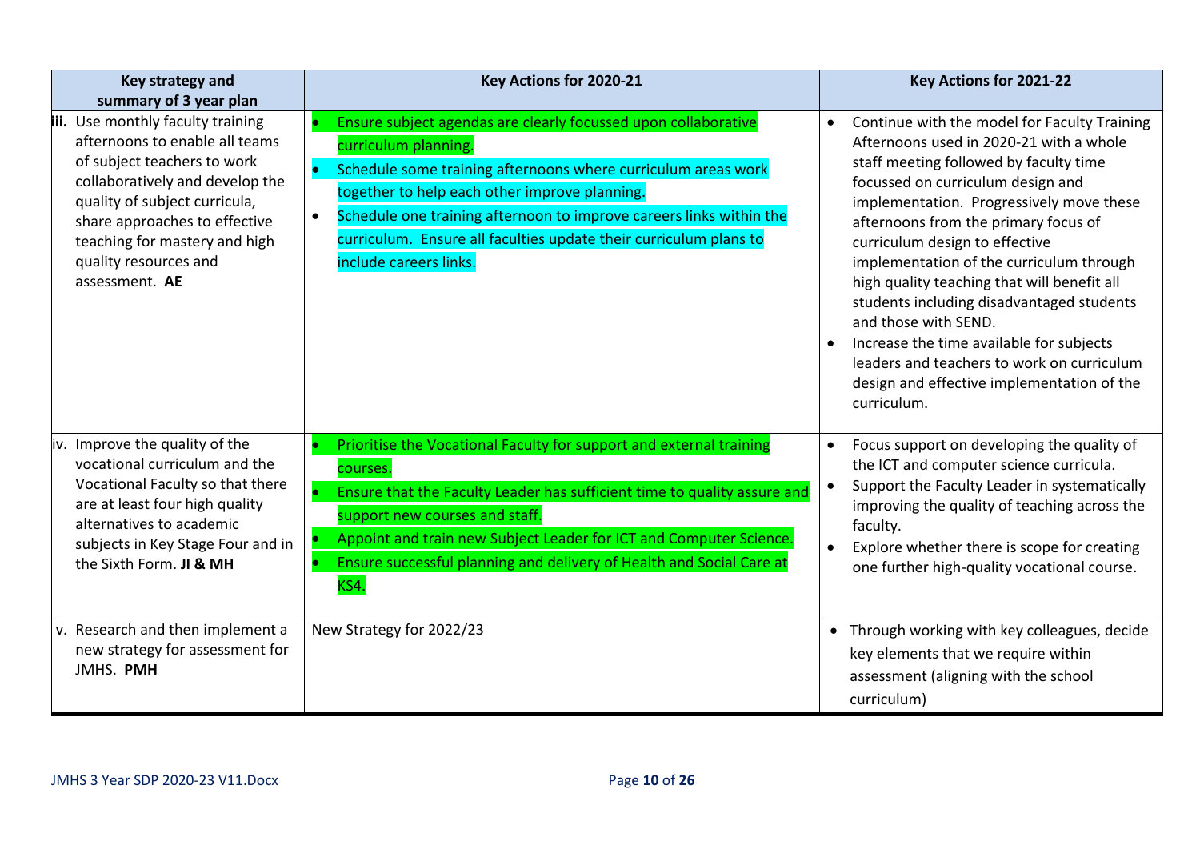| Key strategy and summary of 3 year plan | Key Actions for 2020-21 | Key Actions for 2021-22 |
|---|---|---|
| iii. Use monthly faculty training afternoons to enable all teams of subject teachers to work collaboratively and develop the quality of subject curricula, share approaches to effective teaching for mastery and high quality resources and assessment. **AE** | • Ensure subject agendas are clearly focussed upon collaborative curriculum planning.<br>• Schedule some training afternoons where curriculum areas work together to help each other improve planning.<br>• Schedule one training afternoon to improve careers links within the curriculum. Ensure all faculties update their curriculum plans to include careers links. | • Continue with the model for Faculty Training Afternoons used in 2020-21 with a whole staff meeting followed by faculty time focussed on curriculum design and implementation. Progressively move these afternoons from the primary focus of curriculum design to effective implementation of the curriculum through high quality teaching that will benefit all students including disadvantaged students and those with SEND.<br>• Increase the time available for subjects leaders and teachers to work on curriculum design and effective implementation of the curriculum. |
| iv. Improve the quality of the vocational curriculum and the Vocational Faculty so that there are at least four high quality alternatives to academic subjects in Key Stage Four and in the Sixth Form. **JI & MH** | • Prioritise the Vocational Faculty for support and external training courses.<br>• Ensure that the Faculty Leader has sufficient time to quality assure and support new courses and staff.<br>• Appoint and train new Subject Leader for ICT and Computer Science.<br>• Ensure successful planning and delivery of Health and Social Care at KS4. | • Focus support on developing the quality of the ICT and computer science curricula.<br>• Support the Faculty Leader in systematically improving the quality of teaching across the faculty.<br>• Explore whether there is scope for creating one further high-quality vocational course. |
| v. Research and then implement a new strategy for assessment for JMHS. **PMH** | New Strategy for 2022/23 | • Through working with key colleagues, decide key elements that we require within assessment (aligning with the school curriculum) |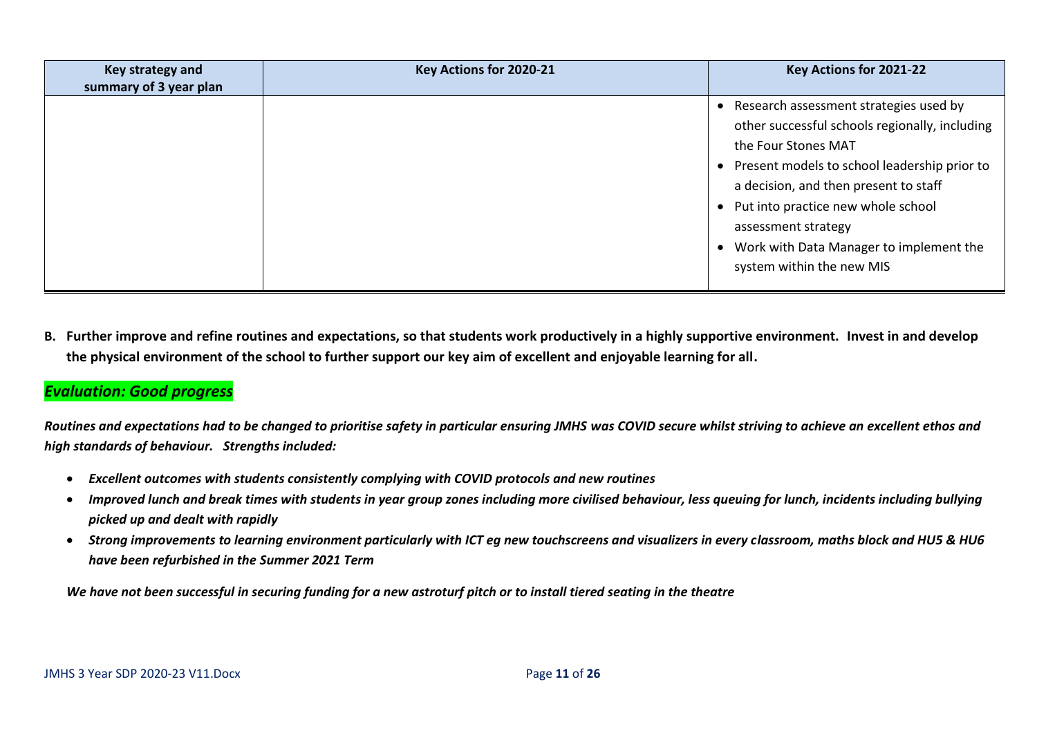| Key strategy and summary of 3 year plan | Key Actions for 2020-21 | Key Actions for 2021-22 |
| --- | --- | --- |
| | | • Research assessment strategies used by other successful schools regionally, including the Four Stones MAT<br>• Present models to school leadership prior to a decision, and then present to staff<br>• Put into practice new whole school assessment strategy<br>• Work with Data Manager to implement the system within the new MIS |

**B. Further improve and refine routines and expectations, so that students work productively in a highly supportive environment. Invest in and develop the physical environment of the school to further support our key aim of excellent and enjoyable learning for all.**

***Evaluation: Good progress***

***Routines and expectations had to be changed to prioritise safety in particular ensuring JMHS was COVID secure whilst striving to achieve an excellent ethos and high standards of behaviour. Strengths included:***

- ***Excellent outcomes with students consistently complying with COVID protocols and new routines***
- ***Improved lunch and break times with students in year group zones including more civilised behaviour, less queuing for lunch, incidents including bullying picked up and dealt with rapidly***
- ***Strong improvements to learning environment particularly with ICT eg new touchscreens and visualizers in every classroom, maths block and HU5 & HU6 have been refurbished in the Summer 2021 Term***

***We have not been successful in securing funding for a new astroturf pitch or to install tiered seating in the theatre***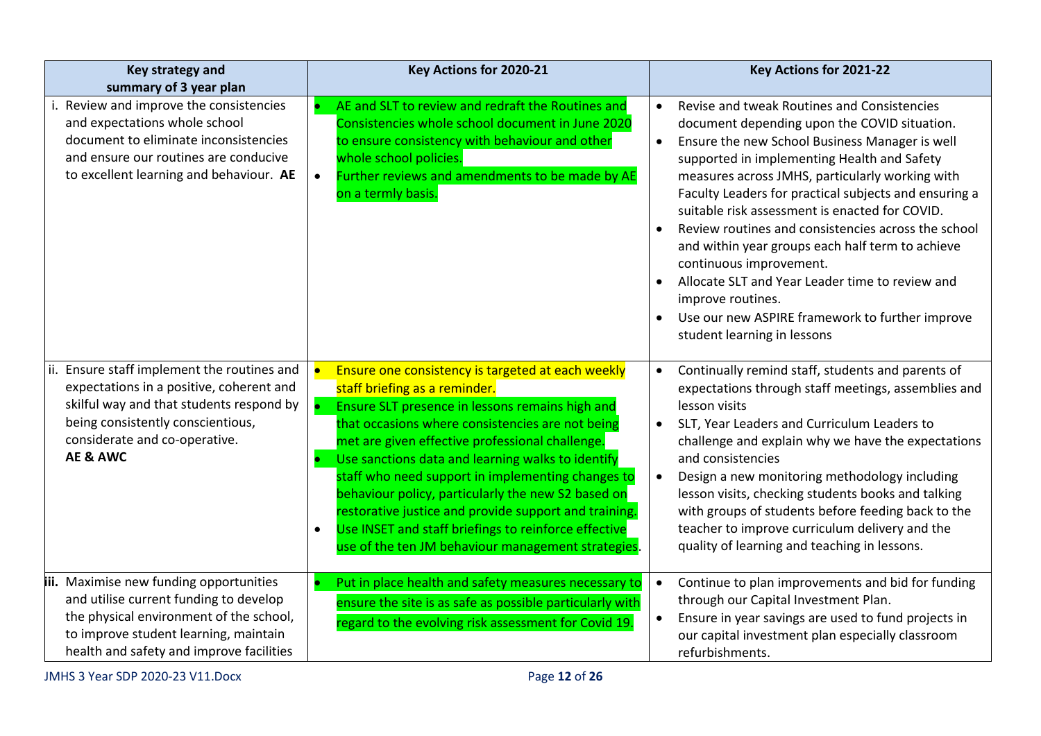| Key strategy and summary of 3 year plan | Key Actions for 2020-21 | Key Actions for 2021-22 |
|---|---|---|
| i. Review and improve the consistencies and expectations whole school document to eliminate inconsistencies and ensure our routines are conducive to excellent learning and behaviour. **AE** | • AE and SLT to review and redraft the Routines and Consistencies whole school document in June 2020 to ensure consistency with behaviour and other whole school policies.<br>• Further reviews and amendments to be made by AE on a termly basis. | • Revise and tweak Routines and Consistencies document depending upon the COVID situation.<br>• Ensure the new School Business Manager is well supported in implementing Health and Safety measures across JMHS, particularly working with Faculty Leaders for practical subjects and ensuring a suitable risk assessment is enacted for COVID.<br>• Review routines and consistencies across the school and within year groups each half term to achieve continuous improvement.<br>• Allocate SLT and Year Leader time to review and improve routines.<br>• Use our new ASPIRE framework to further improve student learning in lessons |
| ii. Ensure staff implement the routines and expectations in a positive, coherent and skilful way and that students respond by being consistently conscientious, considerate and co-operative. **AE & AWC** | • Ensure one consistency is targeted at each weekly staff briefing as a reminder.<br>• Ensure SLT presence in lessons remains high and that occasions where consistencies are not being met are given effective professional challenge.<br>• Use sanctions data and learning walks to identify staff who need support in implementing changes to behaviour policy, particularly the new S2 based on restorative justice and provide support and training.<br>• Use INSET and staff briefings to reinforce effective use of the ten JM behaviour management strategies. | • Continually remind staff, students and parents of expectations through staff meetings, assemblies and lesson visits<br>• SLT, Year Leaders and Curriculum Leaders to challenge and explain why we have the expectations and consistencies<br>• Design a new monitoring methodology including lesson visits, checking students books and talking with groups of students before feeding back to the teacher to improve curriculum delivery and the quality of learning and teaching in lessons. |
| **iii.** Maximise new funding opportunities and utilise current funding to develop the physical environment of the school, to improve student learning, maintain health and safety and improve facilities | • Put in place health and safety measures necessary to ensure the site is as safe as possible particularly with regard to the evolving risk assessment for Covid 19. | • Continue to plan improvements and bid for funding through our Capital Investment Plan.<br>• Ensure in year savings are used to fund projects in our capital investment plan especially classroom refurbishments. |

JMHS 3 Year SDP 2020-23 V11.Docx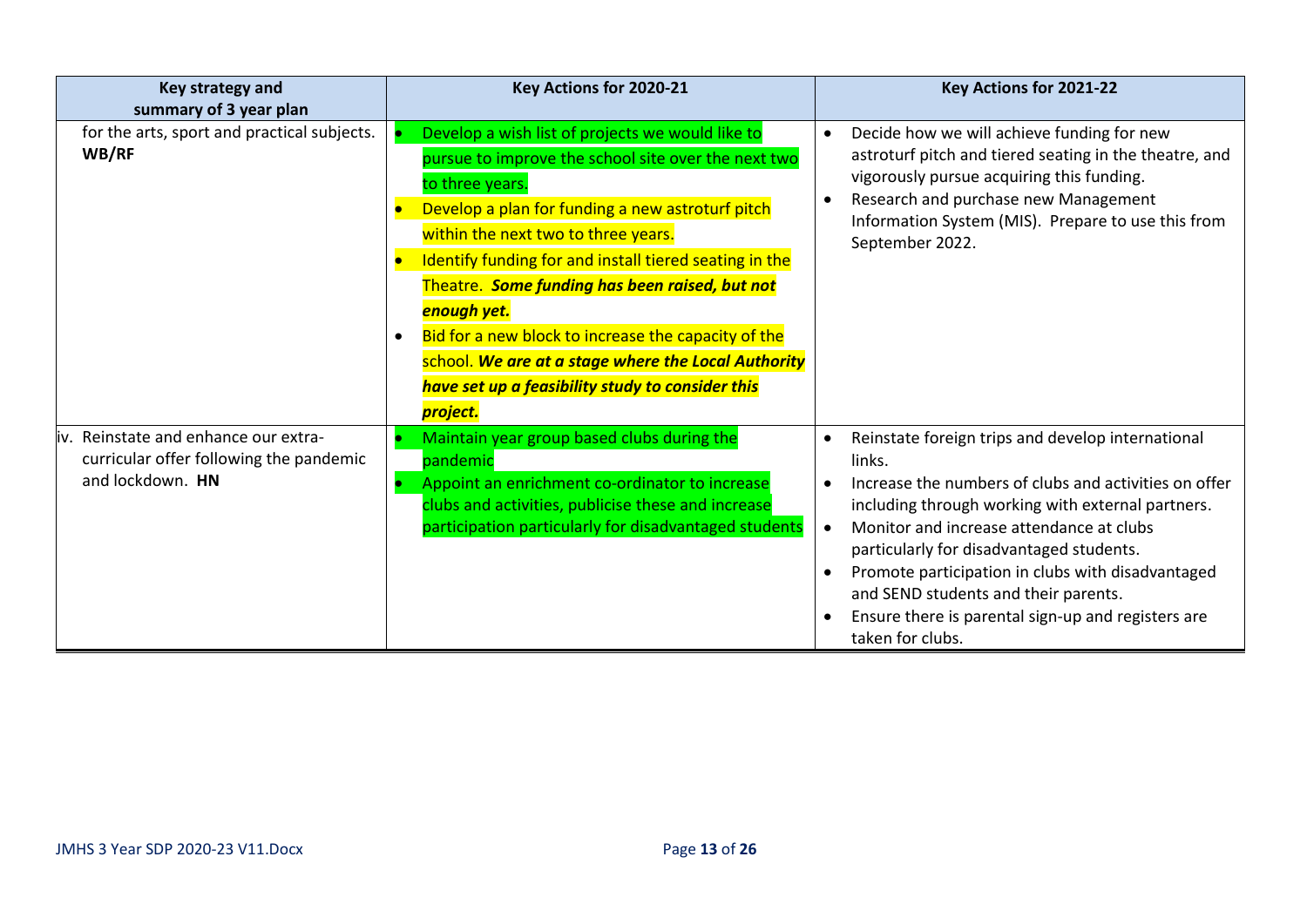| Key strategy and summary of 3 year plan | Key Actions for 2020-21 | Key Actions for 2021-22 |
|---|---|---|
| for the arts, sport and practical subjects. **WB/RF** | • Develop a wish list of projects we would like to pursue to improve the school site over the next two to three years.<br>• Develop a plan for funding a new astroturf pitch within the next two to three years.<br>• Identify funding for and install tiered seating in the Theatre. ***Some funding has been raised, but not enough yet.***<br>• Bid for a new block to increase the capacity of the school. ***We are at a stage where the Local Authority have set up a feasibility study to consider this project.*** | • Decide how we will achieve funding for new astroturf pitch and tiered seating in the theatre, and vigorously pursue acquiring this funding.<br>• Research and purchase new Management Information System (MIS). Prepare to use this from September 2022. |
| iv. Reinstate and enhance our extra-curricular offer following the pandemic and lockdown. **HN** | • Maintain year group based clubs during the pandemic<br>• Appoint an enrichment co-ordinator to increase clubs and activities, publicise these and increase participation particularly for disadvantaged students | • Reinstate foreign trips and develop international links.<br>• Increase the numbers of clubs and activities on offer including through working with external partners.<br>• Monitor and increase attendance at clubs particularly for disadvantaged students.<br>• Promote participation in clubs with disadvantaged and SEND students and their parents.<br>• Ensure there is parental sign-up and registers are taken for clubs. |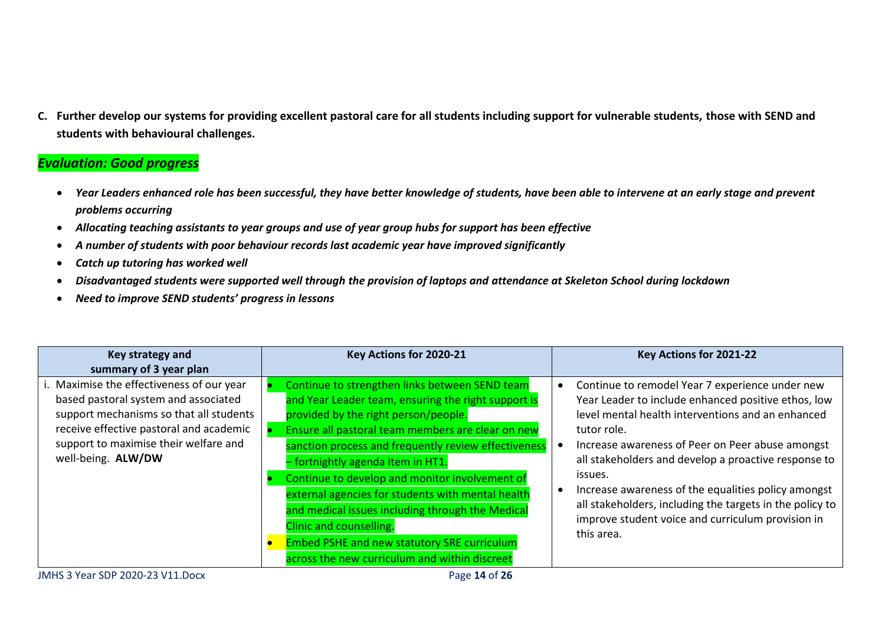**C. Further develop our systems for providing excellent pastoral care for all students including support for vulnerable students, those with SEND and students with behavioural challenges.**

***Evaluation: Good progress***

- ***Year Leaders enhanced role has been successful, they have better knowledge of students, have been able to intervene at an early stage and prevent problems occurring***
- ***Allocating teaching assistants to year groups and use of year group hubs for support has been effective***
- ***A number of students with poor behaviour records last academic year have improved significantly***
- ***Catch up tutoring has worked well***
- ***Disadvantaged students were supported well through the provision of laptops and attendance at Skeleton School during lockdown***
- ***Need to improve SEND students' progress in lessons***

| Key strategy and summary of 3 year plan | Key Actions for 2020-21 | Key Actions for 2021-22 |
|---|---|---|
| i. Maximise the effectiveness of our year based pastoral system and associated support mechanisms so that all students receive effective pastoral and academic support to maximise their welfare and well-being. **ALW/DW** | • Continue to strengthen links between SEND team and Year Leader team, ensuring the right support is provided by the right person/people.<br>• Ensure all pastoral team members are clear on new sanction process and frequently review effectiveness – fortnightly agenda item in HT1.<br>• Continue to develop and monitor involvement of external agencies for students with mental health and medical issues including through the Medical Clinic and counselling.<br>• Embed PSHE and new statutory SRE curriculum across the new curriculum and within discreet | • Continue to remodel Year 7 experience under new Year Leader to include enhanced positive ethos, low level mental health interventions and an enhanced tutor role.<br>• Increase awareness of Peer on Peer abuse amongst all stakeholders and develop a proactive response to issues.<br>• Increase awareness of the equalities policy amongst all stakeholders, including the targets in the policy to improve student voice and curriculum provision in this area. |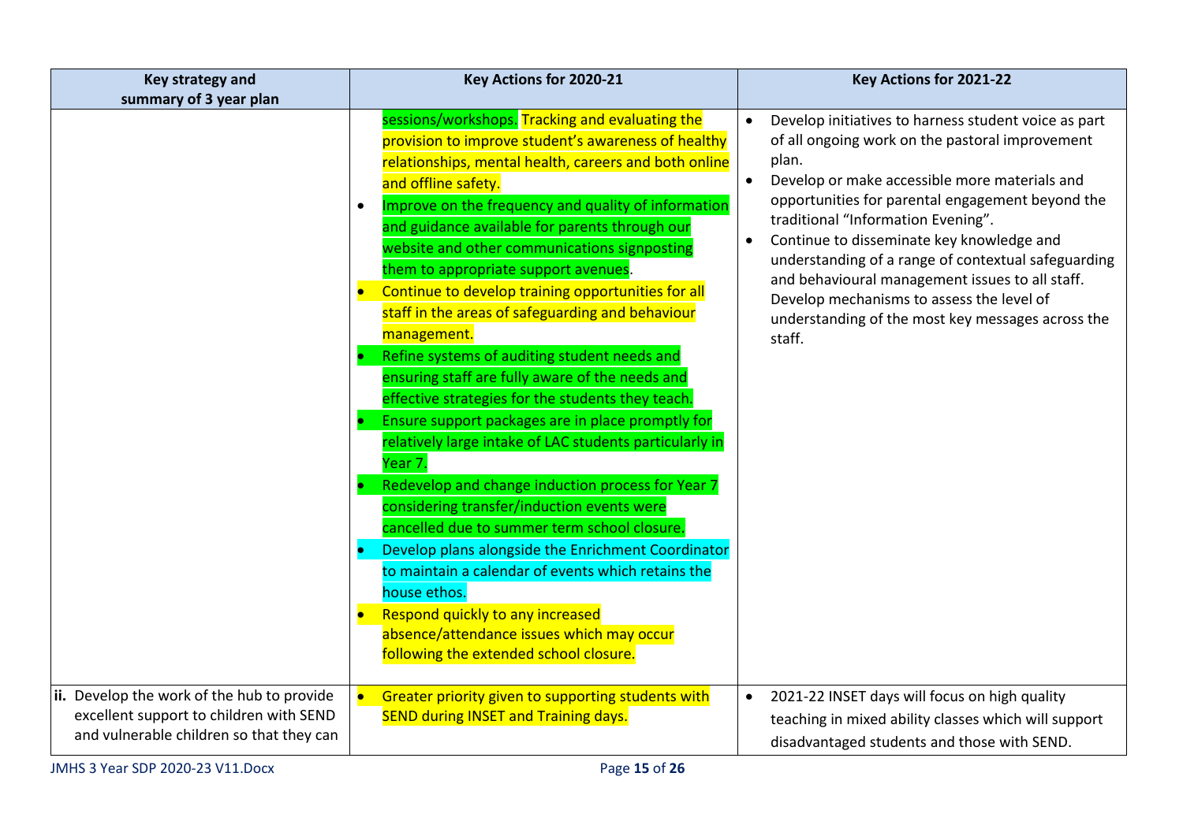| Key strategy and summary of 3 year plan | Key Actions for 2020-21 | Key Actions for 2021-22 |
|---|---|---|
| | sessions/workshops. Tracking and evaluating the provision to improve student's awareness of healthy relationships, mental health, careers and both online and offline safety.<br>• Improve on the frequency and quality of information and guidance available for parents through our website and other communications signposting them to appropriate support avenues.<br>• Continue to develop training opportunities for all staff in the areas of safeguarding and behaviour management.<br>• Refine systems of auditing student needs and ensuring staff are fully aware of the needs and effective strategies for the students they teach.<br>• Ensure support packages are in place promptly for relatively large intake of LAC students particularly in Year 7.<br>• Redevelop and change induction process for Year 7 considering transfer/induction events were cancelled due to summer term school closure.<br>• Develop plans alongside the Enrichment Coordinator to maintain a calendar of events which retains the house ethos.<br>• Respond quickly to any increased absence/attendance issues which may occur following the extended school closure. | • Develop initiatives to harness student voice as part of all ongoing work on the pastoral improvement plan.<br>• Develop or make accessible more materials and opportunities for parental engagement beyond the traditional "Information Evening".<br>• Continue to disseminate key knowledge and understanding of a range of contextual safeguarding and behavioural management issues to all staff. Develop mechanisms to assess the level of understanding of the most key messages across the staff. |
| **ii.** Develop the work of the hub to provide excellent support to children with SEND and vulnerable children so that they can | • Greater priority given to supporting students with SEND during INSET and Training days. | • 2021-22 INSET days will focus on high quality teaching in mixed ability classes which will support disadvantaged students and those with SEND. |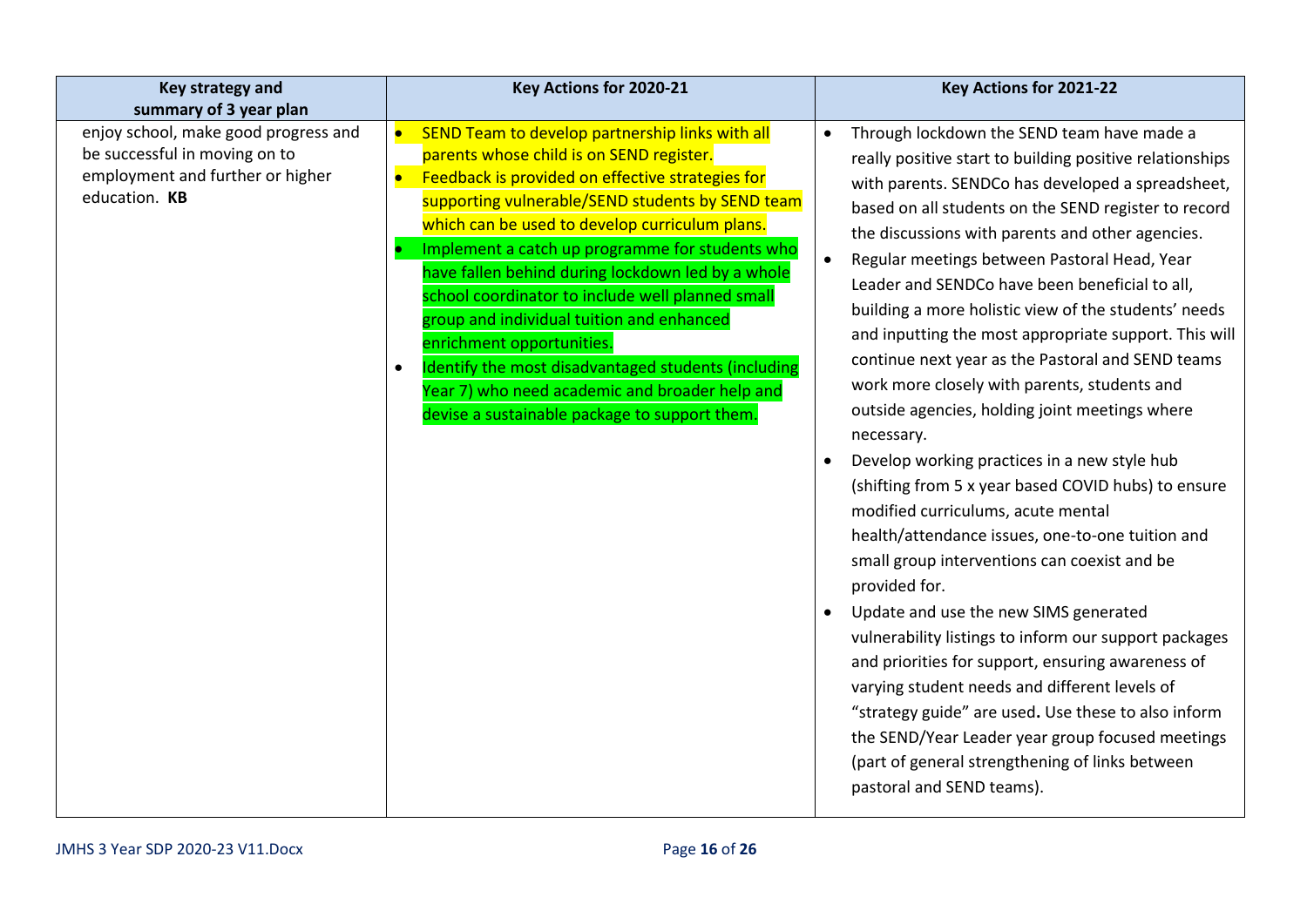| Key strategy and summary of 3 year plan | Key Actions for 2020-21 | Key Actions for 2021-22 |
|---|---|---|
| enjoy school, make good progress and be successful in moving on to employment and further or higher education. **KB** | • SEND Team to develop partnership links with all parents whose child is on SEND register.<br>• Feedback is provided on effective strategies for supporting vulnerable/SEND students by SEND team which can be used to develop curriculum plans.<br>• Implement a catch up programme for students who have fallen behind during lockdown led by a whole school coordinator to include well planned small group and individual tuition and enhanced enrichment opportunities.<br>• Identify the most disadvantaged students (including Year 7) who need academic and broader help and devise a sustainable package to support them. | • Through lockdown the SEND team have made a really positive start to building positive relationships with parents. SENDCo has developed a spreadsheet, based on all students on the SEND register to record the discussions with parents and other agencies.<br>• Regular meetings between Pastoral Head, Year Leader and SENDCo have been beneficial to all, building a more holistic view of the students' needs and inputting the most appropriate support. This will continue next year as the Pastoral and SEND teams work more closely with parents, students and outside agencies, holding joint meetings where necessary.<br>• Develop working practices in a new style hub (shifting from 5 x year based COVID hubs) to ensure modified curriculums, acute mental health/attendance issues, one-to-one tuition and small group interventions can coexist and be provided for.<br>• Update and use the new SIMS generated vulnerability listings to inform our support packages and priorities for support, ensuring awareness of varying student needs and different levels of "strategy guide" are used**.** Use these to also inform the SEND/Year Leader year group focused meetings (part of general strengthening of links between pastoral and SEND teams). |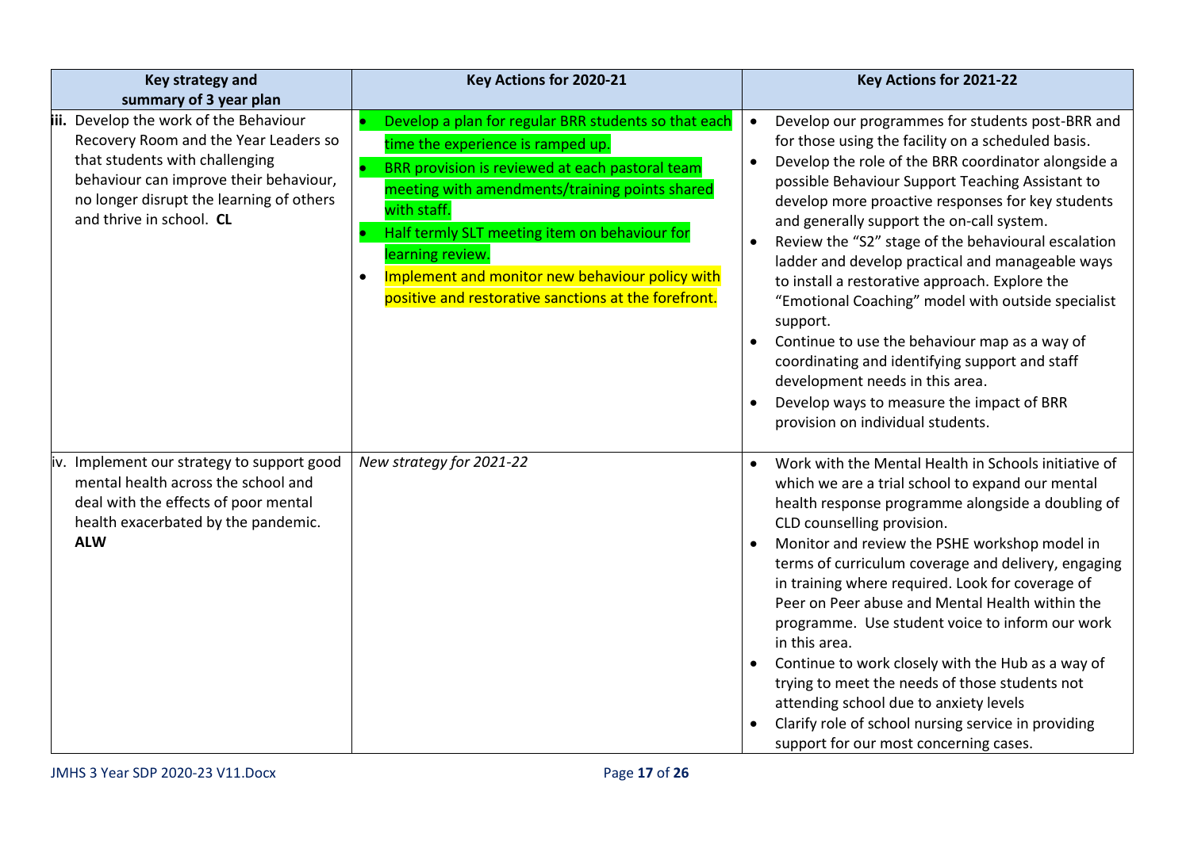| Key strategy and summary of 3 year plan | Key Actions for 2020-21 | Key Actions for 2021-22 |
|---|---|---|
| iii. Develop the work of the Behaviour Recovery Room and the Year Leaders so that students with challenging behaviour can improve their behaviour, no longer disrupt the learning of others and thrive in school. **CL** | • Develop a plan for regular BRR students so that each time the experience is ramped up.<br>• BRR provision is reviewed at each pastoral team meeting with amendments/training points shared with staff.<br>• Half termly SLT meeting item on behaviour for learning review.<br>• Implement and monitor new behaviour policy with positive and restorative sanctions at the forefront. | • Develop our programmes for students post-BRR and for those using the facility on a scheduled basis.<br>• Develop the role of the BRR coordinator alongside a possible Behaviour Support Teaching Assistant to develop more proactive responses for key students and generally support the on-call system.<br>• Review the "S2" stage of the behavioural escalation ladder and develop practical and manageable ways to install a restorative approach. Explore the "Emotional Coaching" model with outside specialist support.<br>• Continue to use the behaviour map as a way of coordinating and identifying support and staff development needs in this area.<br>• Develop ways to measure the impact of BRR provision on individual students. |
| iv. Implement our strategy to support good mental health across the school and deal with the effects of poor mental health exacerbated by the pandemic. **ALW** | *New strategy for 2021-22* | • Work with the Mental Health in Schools initiative of which we are a trial school to expand our mental health response programme alongside a doubling of CLD counselling provision.<br>• Monitor and review the PSHE workshop model in terms of curriculum coverage and delivery, engaging in training where required. Look for coverage of Peer on Peer abuse and Mental Health within the programme. Use student voice to inform our work in this area.<br>• Continue to work closely with the Hub as a way of trying to meet the needs of those students not attending school due to anxiety levels<br>• Clarify role of school nursing service in providing support for our most concerning cases. |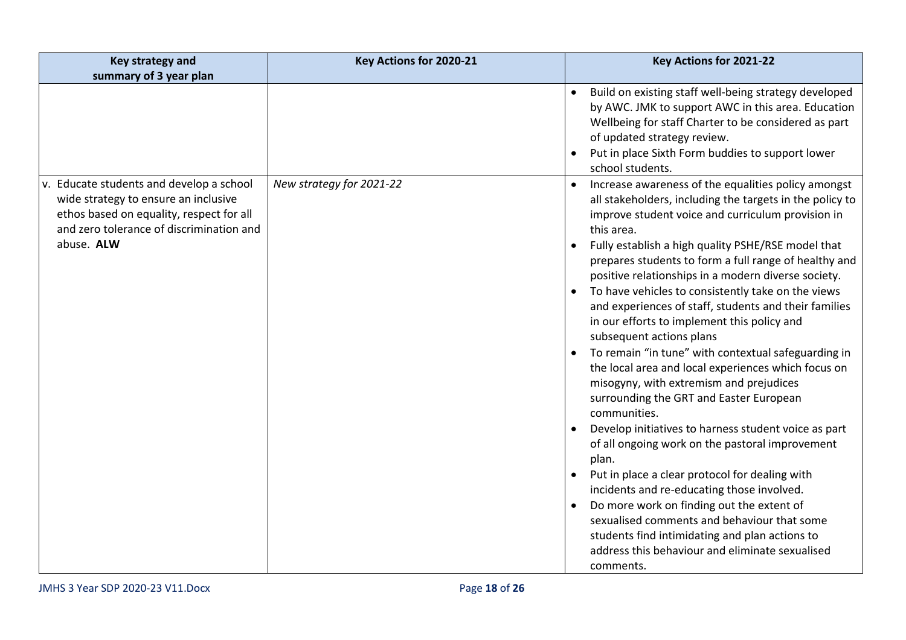| Key strategy and summary of 3 year plan | Key Actions for 2020-21 | Key Actions for 2021-22 |
|---|---|---|
| | | • Build on existing staff well-being strategy developed by AWC. JMK to support AWC in this area. Education Wellbeing for staff Charter to be considered as part of updated strategy review.<br>• Put in place Sixth Form buddies to support lower school students. |
| v. Educate students and develop a school wide strategy to ensure an inclusive ethos based on equality, respect for all and zero tolerance of discrimination and abuse. **ALW** | *New strategy for 2021-22* | • Increase awareness of the equalities policy amongst all stakeholders, including the targets in the policy to improve student voice and curriculum provision in this area.<br>• Fully establish a high quality PSHE/RSE model that prepares students to form a full range of healthy and positive relationships in a modern diverse society.<br>• To have vehicles to consistently take on the views and experiences of staff, students and their families in our efforts to implement this policy and subsequent actions plans<br>• To remain "in tune" with contextual safeguarding in the local area and local experiences which focus on misogyny, with extremism and prejudices surrounding the GRT and Easter European communities.<br>• Develop initiatives to harness student voice as part of all ongoing work on the pastoral improvement plan.<br>• Put in place a clear protocol for dealing with incidents and re-educating those involved.<br>• Do more work on finding out the extent of sexualised comments and behaviour that some students find intimidating and plan actions to address this behaviour and eliminate sexualised comments. |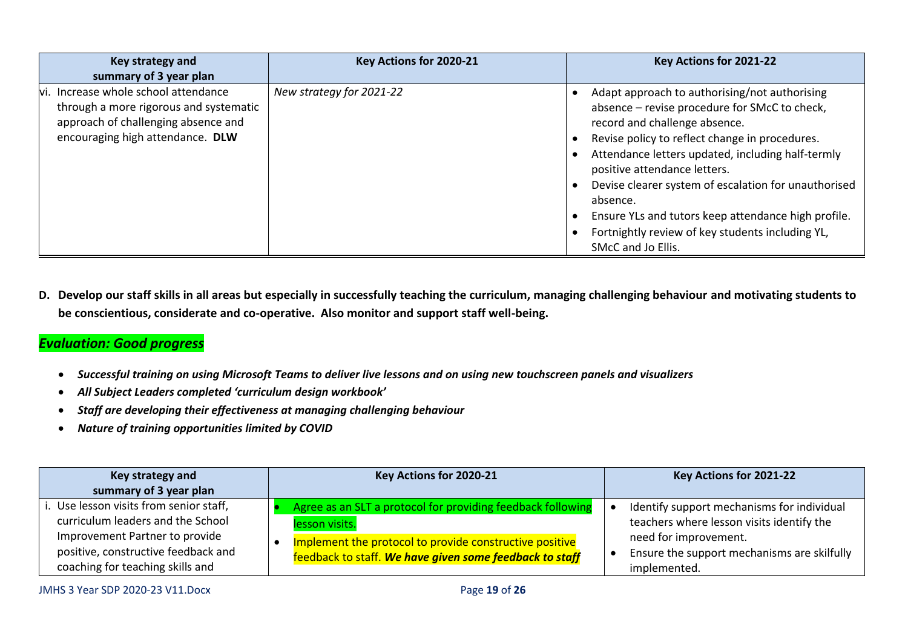| Key strategy and summary of 3 year plan | Key Actions for 2020-21 | Key Actions for 2021-22 |
|---|---|---|
| vi. Increase whole school attendance through a more rigorous and systematic approach of challenging absence and encouraging high attendance. **DLW** | *New strategy for 2021-22* | • Adapt approach to authorising/not authorising absence – revise procedure for SMcC to check, record and challenge absence.<br>• Revise policy to reflect change in procedures.<br>• Attendance letters updated, including half-termly positive attendance letters.<br>• Devise clearer system of escalation for unauthorised absence.<br>• Ensure YLs and tutors keep attendance high profile.<br>• Fortnightly review of key students including YL, SMcC and Jo Ellis. |

**D. Develop our staff skills in all areas but especially in successfully teaching the curriculum, managing challenging behaviour and motivating students to be conscientious, considerate and co-operative. Also monitor and support staff well-being.**

***Evaluation: Good progress***

- ***Successful training on using Microsoft Teams to deliver live lessons and on using new touchscreen panels and visualizers***
- ***All Subject Leaders completed 'curriculum design workbook'***
- ***Staff are developing their effectiveness at managing challenging behaviour***
- ***Nature of training opportunities limited by COVID***

| Key strategy and summary of 3 year plan | Key Actions for 2020-21 | Key Actions for 2021-22 |
|---|---|---|
| i. Use lesson visits from senior staff, curriculum leaders and the School Improvement Partner to provide positive, constructive feedback and coaching for teaching skills and | • Agree as an SLT a protocol for providing feedback following lesson visits.<br>• Implement the protocol to provide constructive positive feedback to staff. ***We have given some feedback to staff*** | • Identify support mechanisms for individual teachers where lesson visits identify the need for improvement.<br>• Ensure the support mechanisms are skilfully implemented. |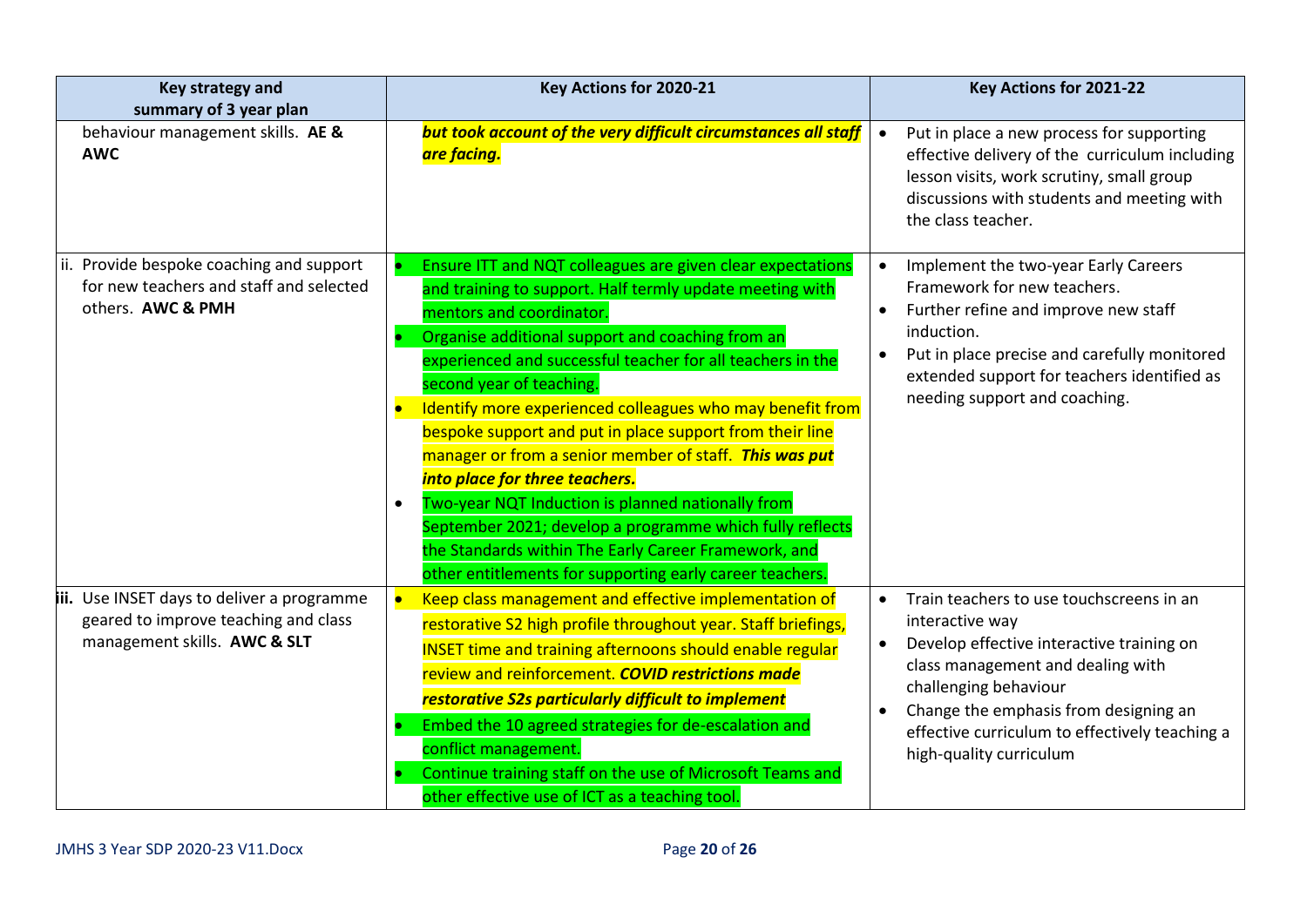| Key strategy and summary of 3 year plan | Key Actions for 2020-21 | Key Actions for 2021-22 |
|---|---|---|
| behaviour management skills. **AE & AWC** | ***but took account of the very difficult circumstances all staff are facing.*** | • Put in place a new process for supporting effective delivery of the curriculum including lesson visits, work scrutiny, small group discussions with students and meeting with the class teacher. |
| ii. Provide bespoke coaching and support for new teachers and staff and selected others. **AWC & PMH** | • Ensure ITT and NQT colleagues are given clear expectations and training to support. Half termly update meeting with mentors and coordinator. <br> • Organise additional support and coaching from an experienced and successful teacher for all teachers in the second year of teaching. <br> • Identify more experienced colleagues who may benefit from bespoke support and put in place support from their line manager or from a senior member of staff. ***This was put into place for three teachers.*** <br> • Two-year NQT Induction is planned nationally from September 2021; develop a programme which fully reflects the Standards within The Early Career Framework, and other entitlements for supporting early career teachers. | • Implement the two-year Early Careers Framework for new teachers. <br> • Further refine and improve new staff induction. <br> • Put in place precise and carefully monitored extended support for teachers identified as needing support and coaching. |
| **iii.** Use INSET days to deliver a programme geared to improve teaching and class management skills. **AWC & SLT** | • Keep class management and effective implementation of restorative S2 high profile throughout year. Staff briefings, INSET time and training afternoons should enable regular review and reinforcement. ***COVID restrictions made restorative S2s particularly difficult to implement*** <br> • Embed the 10 agreed strategies for de-escalation and conflict management. <br> • Continue training staff on the use of Microsoft Teams and other effective use of ICT as a teaching tool. | • Train teachers to use touchscreens in an interactive way <br> • Develop effective interactive training on class management and dealing with challenging behaviour <br> • Change the emphasis from designing an effective curriculum to effectively teaching a high-quality curriculum |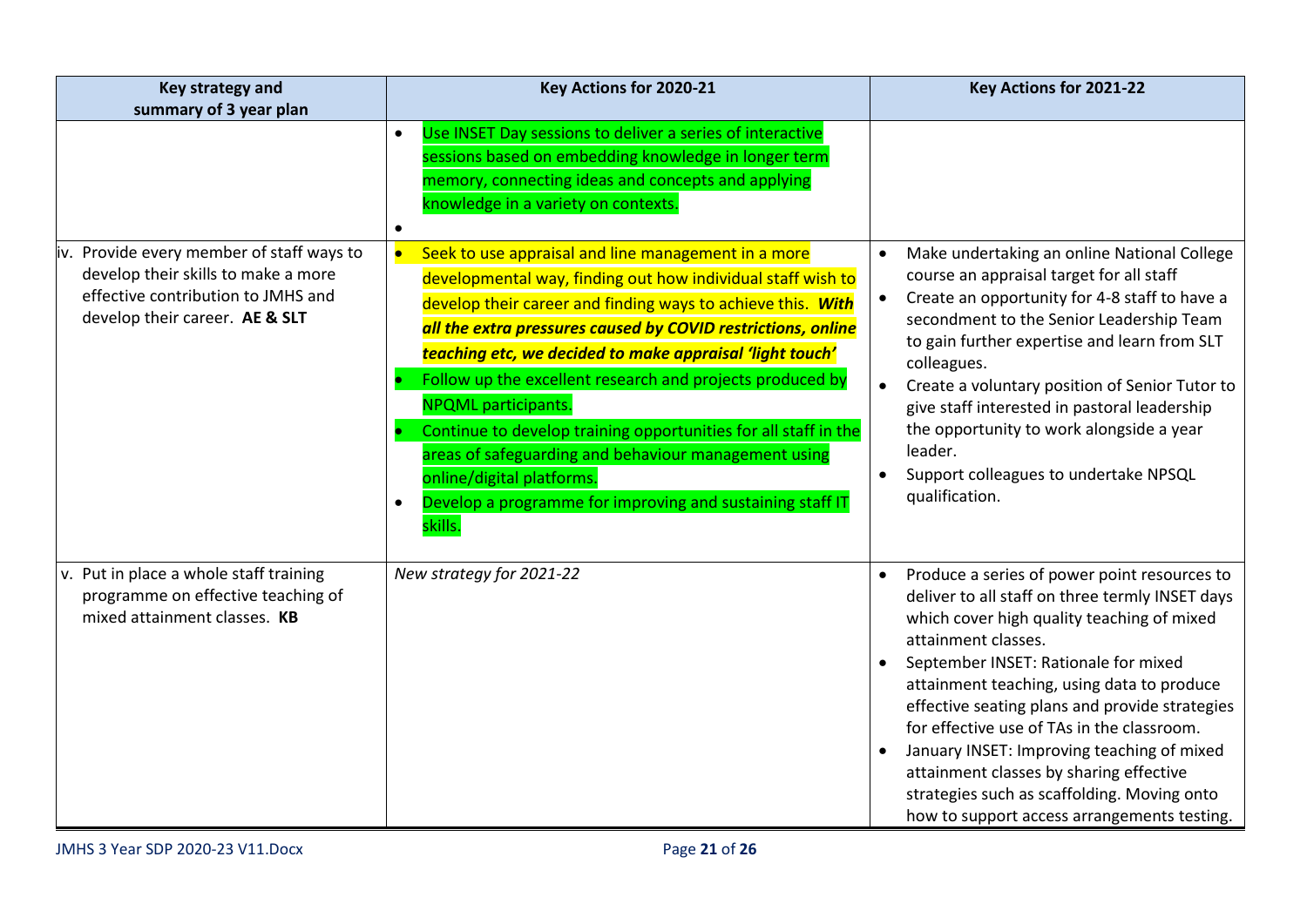| Key strategy and summary of 3 year plan | Key Actions for 2020-21 | Key Actions for 2021-22 |
|---|---|---|
| | • Use INSET Day sessions to deliver a series of interactive sessions based on embedding knowledge in longer term memory, connecting ideas and concepts and applying knowledge in a variety on contexts.<br>• | |
| iv. Provide every member of staff ways to develop their skills to make a more effective contribution to JMHS and develop their career. **AE & SLT** | • Seek to use appraisal and line management in a more developmental way, finding out how individual staff wish to develop their career and finding ways to achieve this. ***With all the extra pressures caused by COVID restrictions, online teaching etc, we decided to make appraisal 'light touch'***<br>• Follow up the excellent research and projects produced by NPQML participants.<br>• Continue to develop training opportunities for all staff in the areas of safeguarding and behaviour management using online/digital platforms.<br>• Develop a programme for improving and sustaining staff IT skills. | • Make undertaking an online National College course an appraisal target for all staff<br>• Create an opportunity for 4-8 staff to have a secondment to the Senior Leadership Team to gain further expertise and learn from SLT colleagues.<br>• Create a voluntary position of Senior Tutor to give staff interested in pastoral leadership the opportunity to work alongside a year leader.<br>• Support colleagues to undertake NPSQL qualification. |
| v. Put in place a whole staff training programme on effective teaching of mixed attainment classes. **KB** | *New strategy for 2021-22* | • Produce a series of power point resources to deliver to all staff on three termly INSET days which cover high quality teaching of mixed attainment classes.<br>• September INSET: Rationale for mixed attainment teaching, using data to produce effective seating plans and provide strategies for effective use of TAs in the classroom.<br>• January INSET: Improving teaching of mixed attainment classes by sharing effective strategies such as scaffolding. Moving onto how to support access arrangements testing. |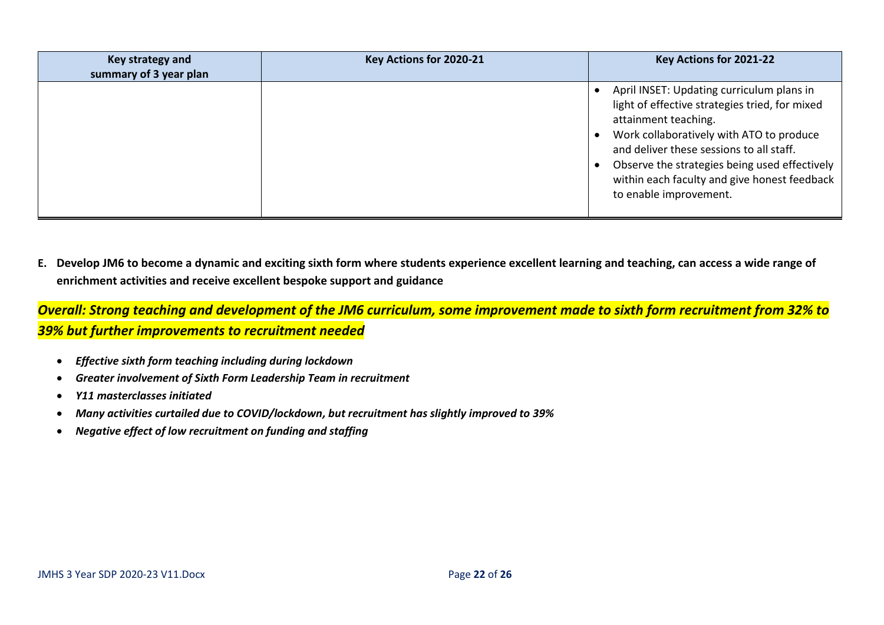| Key strategy and summary of 3 year plan | Key Actions for 2020-21 | Key Actions for 2021-22 |
| --- | --- | --- |
| | | • April INSET: Updating curriculum plans in light of effective strategies tried, for mixed attainment teaching.<br>• Work collaboratively with ATO to produce and deliver these sessions to all staff.<br>• Observe the strategies being used effectively within each faculty and give honest feedback to enable improvement. |

**E. Develop JM6 to become a dynamic and exciting sixth form where students experience excellent learning and teaching, can access a wide range of enrichment activities and receive excellent bespoke support and guidance**

***Overall: Strong teaching and development of the JM6 curriculum, some improvement made to sixth form recruitment from 32% to 39% but further improvements to recruitment needed***

- ***Effective sixth form teaching including during lockdown***
- ***Greater involvement of Sixth Form Leadership Team in recruitment***
- ***Y11 masterclasses initiated***
- ***Many activities curtailed due to COVID/lockdown, but recruitment has slightly improved to 39%***
- ***Negative effect of low recruitment on funding and staffing***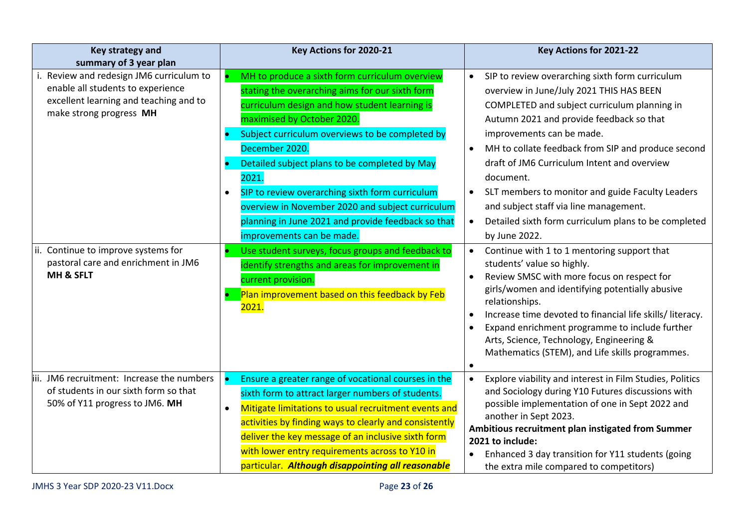| Key strategy and summary of 3 year plan | Key Actions for 2020-21 | Key Actions for 2021-22 |
|---|---|---|
| i. Review and redesign JM6 curriculum to enable all students to experience excellent learning and teaching and to make strong progress **MH** | • MH to produce a sixth form curriculum overview stating the overarching aims for our sixth form curriculum design and how student learning is maximised by October 2020.<br>• Subject curriculum overviews to be completed by December 2020.<br>• Detailed subject plans to be completed by May 2021.<br>• SIP to review overarching sixth form curriculum overview in November 2020 and subject curriculum planning in June 2021 and provide feedback so that improvements can be made. | • SIP to review overarching sixth form curriculum overview in June/July 2021 THIS HAS BEEN COMPLETED and subject curriculum planning in Autumn 2021 and provide feedback so that improvements can be made.<br>• MH to collate feedback from SIP and produce second draft of JM6 Curriculum Intent and overview document.<br>• SLT members to monitor and guide Faculty Leaders and subject staff via line management.<br>• Detailed sixth form curriculum plans to be completed by June 2022. |
| ii. Continue to improve systems for pastoral care and enrichment in JM6 **MH & SFLT** | • Use student surveys, focus groups and feedback to identify strengths and areas for improvement in current provision.<br>• Plan improvement based on this feedback by Feb 2021. | • Continue with 1 to 1 mentoring support that students' value so highly.<br>• Review SMSC with more focus on respect for girls/women and identifying potentially abusive relationships.<br>• Increase time devoted to financial life skills/ literacy.<br>• Expand enrichment programme to include further Arts, Science, Technology, Engineering & Mathematics (STEM), and Life skills programmes.<br>• |
| iii. JM6 recruitment: Increase the numbers of students in our sixth form so that 50% of Y11 progress to JM6. **MH** | • Ensure a greater range of vocational courses in the sixth form to attract larger numbers of students.<br>• Mitigate limitations to usual recruitment events and activities by finding ways to clearly and consistently deliver the key message of an inclusive sixth form with lower entry requirements across to Y10 in particular. ***Although disappointing all reasonable*** | • Explore viability and interest in Film Studies, Politics and Sociology during Y10 Futures discussions with possible implementation of one in Sept 2022 and another in Sept 2023.<br>**Ambitious recruitment plan instigated from Summer 2021 to include:**<br>• Enhanced 3 day transition for Y11 students (going the extra mile compared to competitors) |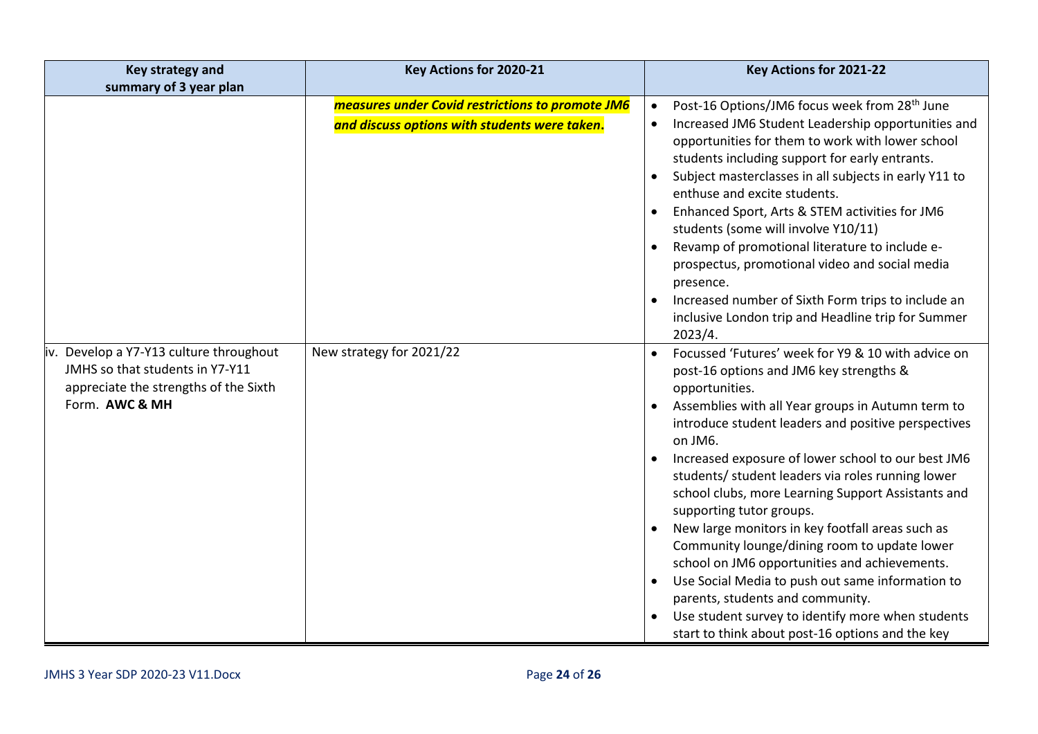| Key strategy and summary of 3 year plan | Key Actions for 2020-21 | Key Actions for 2021-22 |
| --- | --- | --- |
| | ***measures under Covid restrictions to promote JM6 and discuss options with students were taken.*** | • Post-16 Options/JM6 focus week from 28th June<br>• Increased JM6 Student Leadership opportunities and opportunities for them to work with lower school students including support for early entrants.<br>• Subject masterclasses in all subjects in early Y11 to enthuse and excite students.<br>• Enhanced Sport, Arts & STEM activities for JM6 students (some will involve Y10/11)<br>• Revamp of promotional literature to include e-prospectus, promotional video and social media presence.<br>• Increased number of Sixth Form trips to include an inclusive London trip and Headline trip for Summer 2023/4. |
| iv. Develop a Y7-Y13 culture throughout JMHS so that students in Y7-Y11 appreciate the strengths of the Sixth Form. **AWC & MH** | New strategy for 2021/22 | • Focussed 'Futures' week for Y9 & 10 with advice on post-16 options and JM6 key strengths & opportunities.<br>• Assemblies with all Year groups in Autumn term to introduce student leaders and positive perspectives on JM6.<br>• Increased exposure of lower school to our best JM6 students/ student leaders via roles running lower school clubs, more Learning Support Assistants and supporting tutor groups.<br>• New large monitors in key footfall areas such as Community lounge/dining room to update lower school on JM6 opportunities and achievements.<br>• Use Social Media to push out same information to parents, students and community.<br>• Use student survey to identify more when students start to think about post-16 options and the key |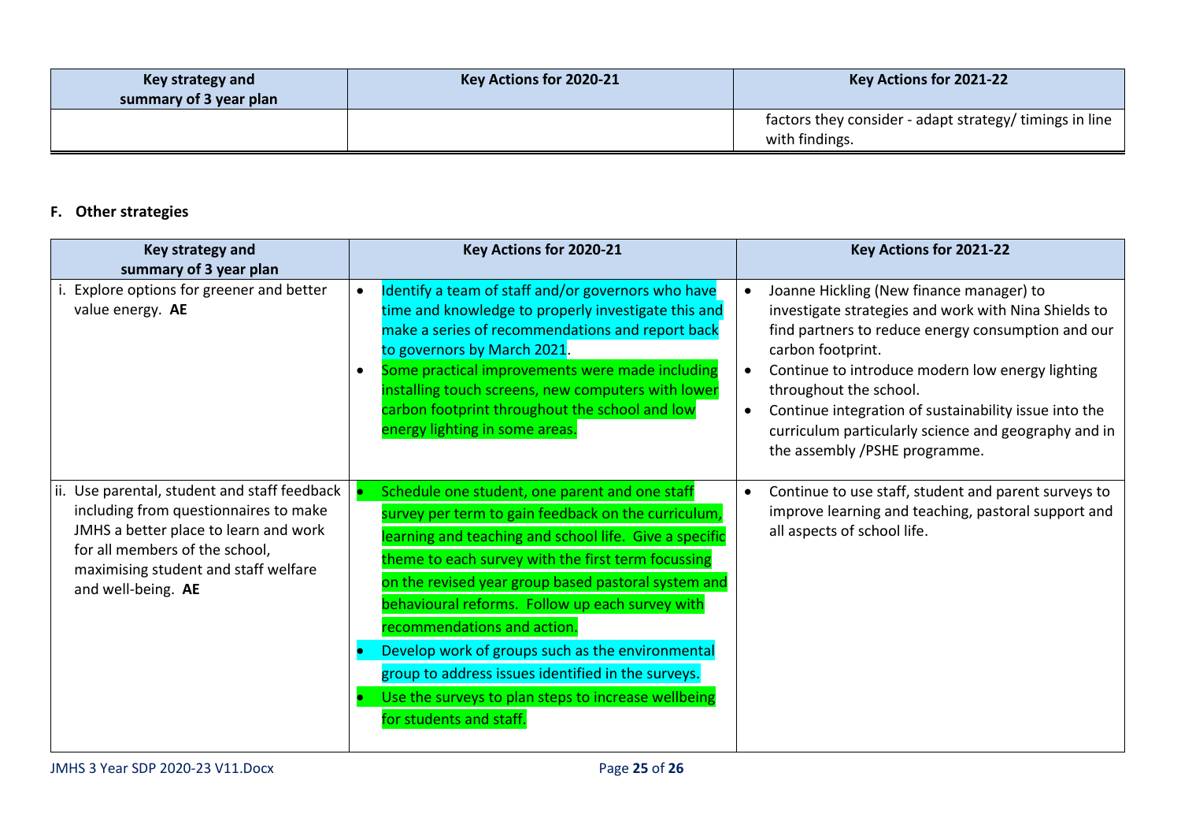| Key strategy and summary of 3 year plan | Key Actions for 2020-21 | Key Actions for 2021-22 |
|---|---|---|
| | | factors they consider - adapt strategy/ timings in line with findings. |

**F. Other strategies**

| Key strategy and summary of 3 year plan | Key Actions for 2020-21 | Key Actions for 2021-22 |
|---|---|---|
| i. Explore options for greener and better value energy. **AE** | • Identify a team of staff and/or governors who have time and knowledge to properly investigate this and make a series of recommendations and report back to governors by March 2021.<br>• Some practical improvements were made including installing touch screens, new computers with lower carbon footprint throughout the school and low energy lighting in some areas. | • Joanne Hickling (New finance manager) to investigate strategies and work with Nina Shields to find partners to reduce energy consumption and our carbon footprint.<br>• Continue to introduce modern low energy lighting throughout the school.<br>• Continue integration of sustainability issue into the curriculum particularly science and geography and in the assembly /PSHE programme. |
| ii. Use parental, student and staff feedback including from questionnaires to make JMHS a better place to learn and work for all members of the school, maximising student and staff welfare and well-being. **AE** | • Schedule one student, one parent and one staff survey per term to gain feedback on the curriculum, learning and teaching and school life. Give a specific theme to each survey with the first term focussing on the revised year group based pastoral system and behavioural reforms. Follow up each survey with recommendations and action.<br>• Develop work of groups such as the environmental group to address issues identified in the surveys.<br>• Use the surveys to plan steps to increase wellbeing for students and staff. | • Continue to use staff, student and parent surveys to improve learning and teaching, pastoral support and all aspects of school life. |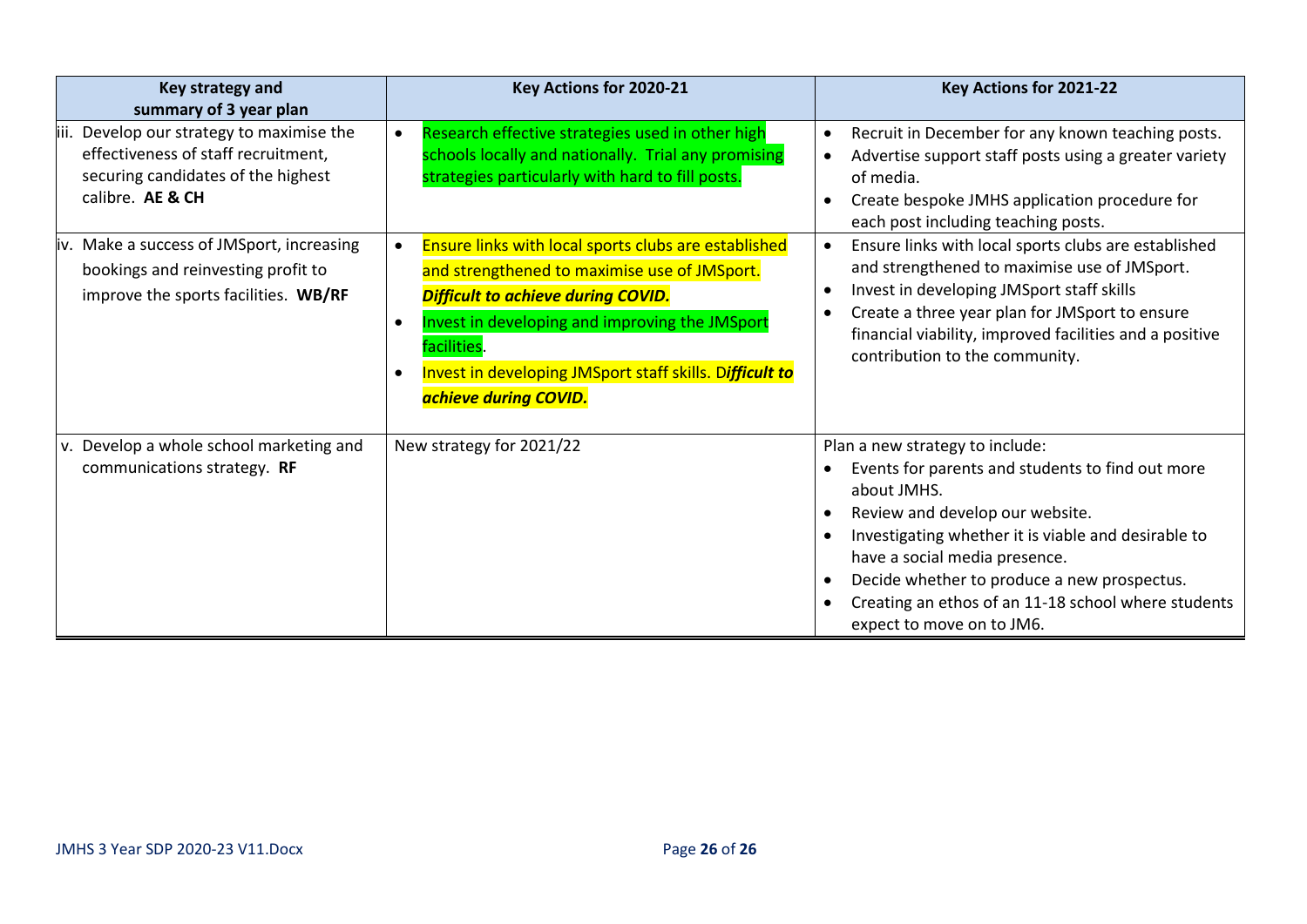| Key strategy and summary of 3 year plan | Key Actions for 2020-21 | Key Actions for 2021-22 |
|---|---|---|
| iii. Develop our strategy to maximise the effectiveness of staff recruitment, securing candidates of the highest calibre. **AE & CH** | • Research effective strategies used in other high schools locally and nationally. Trial any promising strategies particularly with hard to fill posts. | • Recruit in December for any known teaching posts.<br>• Advertise support staff posts using a greater variety of media.<br>• Create bespoke JMHS application procedure for each post including teaching posts. |
| iv. Make a success of JMSport, increasing bookings and reinvesting profit to improve the sports facilities. **WB/RF** | • Ensure links with local sports clubs are established and strengthened to maximise use of JMSport. ***Difficult to achieve during COVID.***<br>• Invest in developing and improving the JMSport facilities.<br>• Invest in developing JMSport staff skills. D***ifficult to achieve during COVID.*** | • Ensure links with local sports clubs are established and strengthened to maximise use of JMSport.<br>• Invest in developing JMSport staff skills<br>• Create a three year plan for JMSport to ensure financial viability, improved facilities and a positive contribution to the community. |
| v. Develop a whole school marketing and communications strategy. **RF** | New strategy for 2021/22 | Plan a new strategy to include:<br>• Events for parents and students to find out more about JMHS.<br>• Review and develop our website.<br>• Investigating whether it is viable and desirable to have a social media presence.<br>• Decide whether to produce a new prospectus.<br>• Creating an ethos of an 11-18 school where students expect to move on to JM6. |